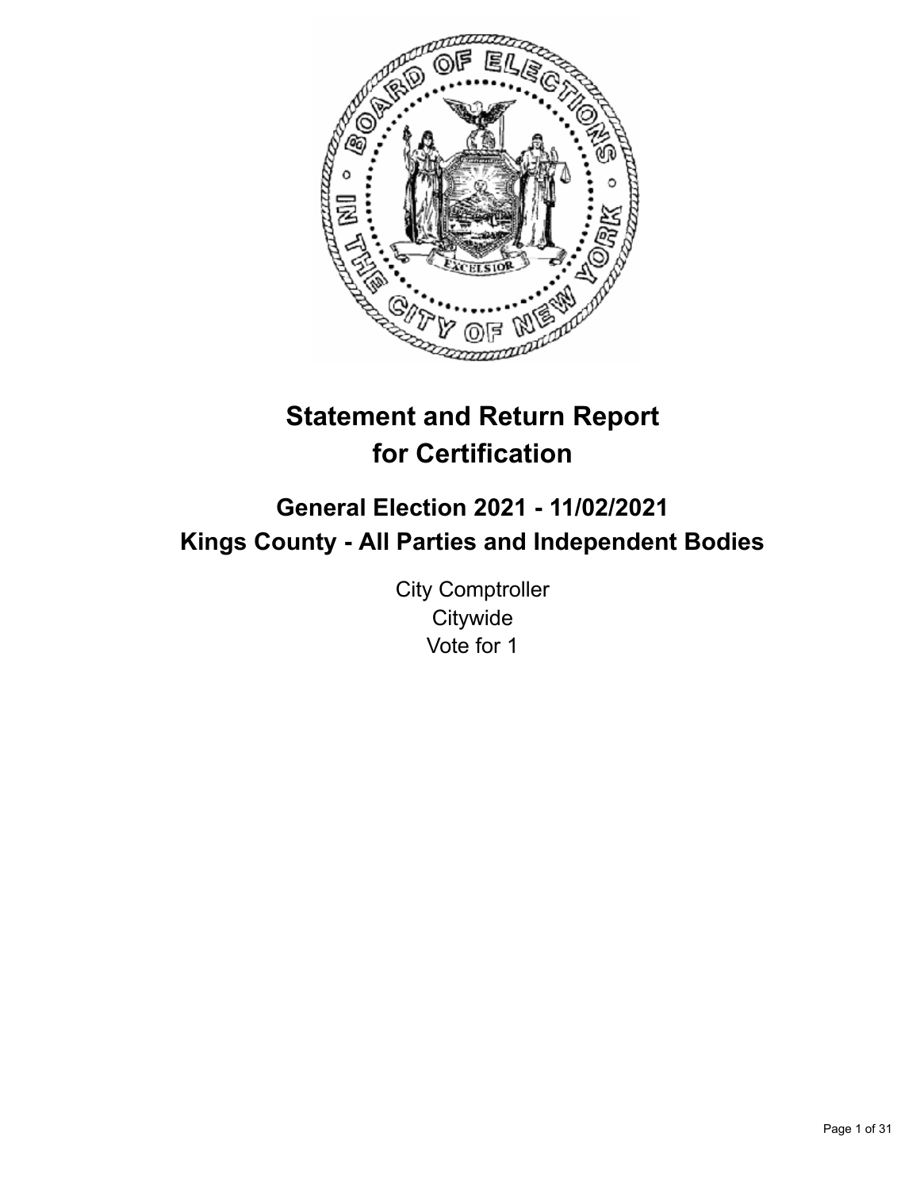# Statement and Return Report for Certification

## General Election 2021 - 11/02/2021
## Kings County - All Parties and Independent Bodies

City Comptroller
Citywide
Vote for 1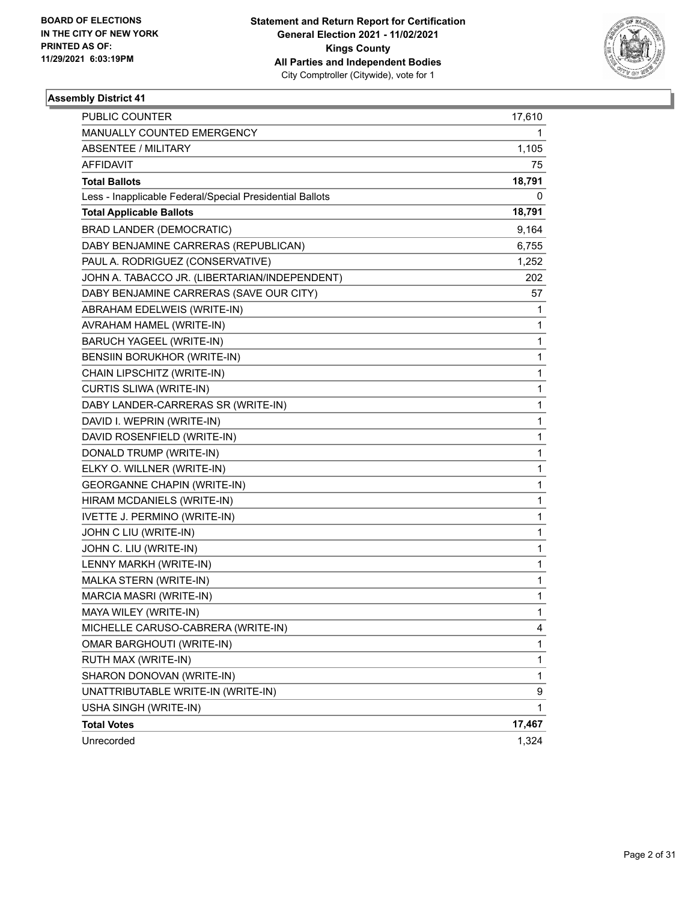**BOARD OF ELECTIONS IN THE CITY OF NEW YORK PRINTED AS OF: 11/29/2021 6:03:19PM**

**Statement and Return Report for Certification General Election 2021 - 11/02/2021 Kings County All Parties and Independent Bodies**
City Comptroller (Citywide), vote for 1

### Assembly District 41

| | |
|---|---|
| PUBLIC COUNTER | 17,610 |
| MANUALLY COUNTED EMERGENCY | 1 |
| ABSENTEE / MILITARY | 1,105 |
| AFFIDAVIT | 75 |
| **Total Ballots** | **18,791** |
| Less - Inapplicable Federal/Special Presidential Ballots | 0 |
| **Total Applicable Ballots** | **18,791** |
| BRAD LANDER (DEMOCRATIC) | 9,164 |
| DABY BENJAMINE CARRERAS (REPUBLICAN) | 6,755 |
| PAUL A. RODRIGUEZ (CONSERVATIVE) | 1,252 |
| JOHN A. TABACCO JR. (LIBERTARIAN/INDEPENDENT) | 202 |
| DABY BENJAMINE CARRERAS (SAVE OUR CITY) | 57 |
| ABRAHAM EDELWEIS (WRITE-IN) | 1 |
| AVRAHAM HAMEL (WRITE-IN) | 1 |
| BARUCH YAGEEL (WRITE-IN) | 1 |
| BENSIIN BORUKHOR (WRITE-IN) | 1 |
| CHAIN LIPSCHITZ (WRITE-IN) | 1 |
| CURTIS SLIWA (WRITE-IN) | 1 |
| DABY LANDER-CARRERAS SR (WRITE-IN) | 1 |
| DAVID I. WEPRIN (WRITE-IN) | 1 |
| DAVID ROSENFIELD (WRITE-IN) | 1 |
| DONALD TRUMP (WRITE-IN) | 1 |
| ELKY O. WILLNER (WRITE-IN) | 1 |
| GEORGANNE CHAPIN (WRITE-IN) | 1 |
| HIRAM MCDANIELS (WRITE-IN) | 1 |
| IVETTE J. PERMINO (WRITE-IN) | 1 |
| JOHN C LIU (WRITE-IN) | 1 |
| JOHN C. LIU (WRITE-IN) | 1 |
| LENNY MARKH (WRITE-IN) | 1 |
| MALKA STERN (WRITE-IN) | 1 |
| MARCIA MASRI (WRITE-IN) | 1 |
| MAYA WILEY (WRITE-IN) | 1 |
| MICHELLE CARUSO-CABRERA (WRITE-IN) | 4 |
| OMAR BARGHOUTI (WRITE-IN) | 1 |
| RUTH MAX (WRITE-IN) | 1 |
| SHARON DONOVAN (WRITE-IN) | 1 |
| UNATTRIBUTABLE WRITE-IN (WRITE-IN) | 9 |
| USHA SINGH (WRITE-IN) | 1 |
| **Total Votes** | **17,467** |
| Unrecorded | 1,324 |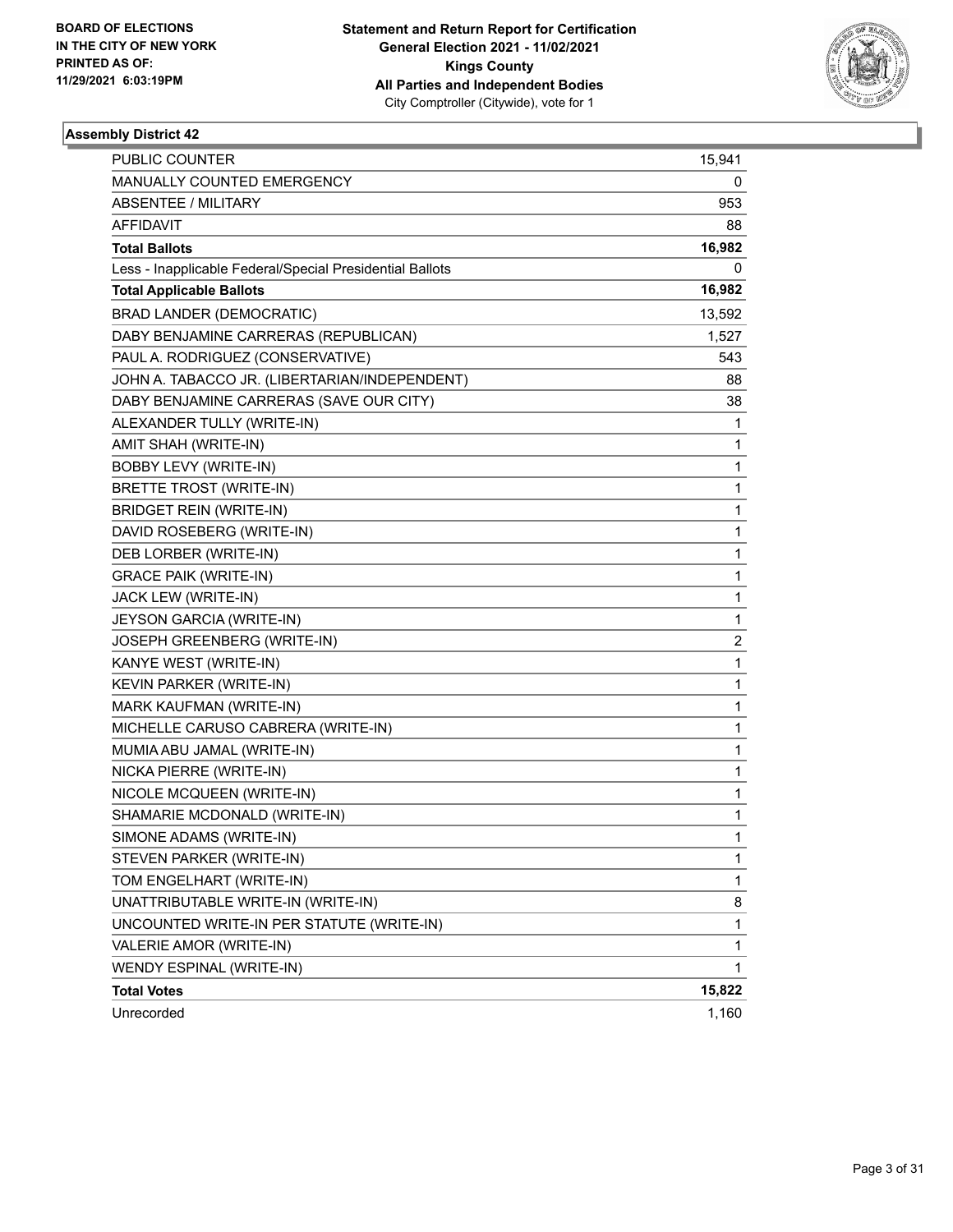BOARD OF ELECTIONS
IN THE CITY OF NEW YORK
PRINTED AS OF:
11/29/2021 6:03:19PM

**Statement and Return Report for Certification**
**General Election 2021 - 11/02/2021**
**Kings County**
**All Parties and Independent Bodies**
City Comptroller (Citywide), vote for 1

### Assembly District 42

| | |
|---|---|
| PUBLIC COUNTER | 15,941 |
| MANUALLY COUNTED EMERGENCY | 0 |
| ABSENTEE / MILITARY | 953 |
| AFFIDAVIT | 88 |
| **Total Ballots** | **16,982** |
| Less - Inapplicable Federal/Special Presidential Ballots | 0 |
| **Total Applicable Ballots** | **16,982** |
| BRAD LANDER (DEMOCRATIC) | 13,592 |
| DABY BENJAMINE CARRERAS (REPUBLICAN) | 1,527 |
| PAUL A. RODRIGUEZ (CONSERVATIVE) | 543 |
| JOHN A. TABACCO JR. (LIBERTARIAN/INDEPENDENT) | 88 |
| DABY BENJAMINE CARRERAS (SAVE OUR CITY) | 38 |
| ALEXANDER TULLY (WRITE-IN) | 1 |
| AMIT SHAH (WRITE-IN) | 1 |
| BOBBY LEVY (WRITE-IN) | 1 |
| BRETTE TROST (WRITE-IN) | 1 |
| BRIDGET REIN (WRITE-IN) | 1 |
| DAVID ROSEBERG (WRITE-IN) | 1 |
| DEB LORBER (WRITE-IN) | 1 |
| GRACE PAIK (WRITE-IN) | 1 |
| JACK LEW (WRITE-IN) | 1 |
| JEYSON GARCIA (WRITE-IN) | 1 |
| JOSEPH GREENBERG (WRITE-IN) | 2 |
| KANYE WEST (WRITE-IN) | 1 |
| KEVIN PARKER (WRITE-IN) | 1 |
| MARK KAUFMAN (WRITE-IN) | 1 |
| MICHELLE CARUSO CABRERA (WRITE-IN) | 1 |
| MUMIA ABU JAMAL (WRITE-IN) | 1 |
| NICKA PIERRE (WRITE-IN) | 1 |
| NICOLE MCQUEEN (WRITE-IN) | 1 |
| SHAMARIE MCDONALD (WRITE-IN) | 1 |
| SIMONE ADAMS (WRITE-IN) | 1 |
| STEVEN PARKER (WRITE-IN) | 1 |
| TOM ENGELHART (WRITE-IN) | 1 |
| UNATTRIBUTABLE WRITE-IN (WRITE-IN) | 8 |
| UNCOUNTED WRITE-IN PER STATUTE (WRITE-IN) | 1 |
| VALERIE AMOR (WRITE-IN) | 1 |
| WENDY ESPINAL (WRITE-IN) | 1 |
| **Total Votes** | **15,822** |
| Unrecorded | 1,160 |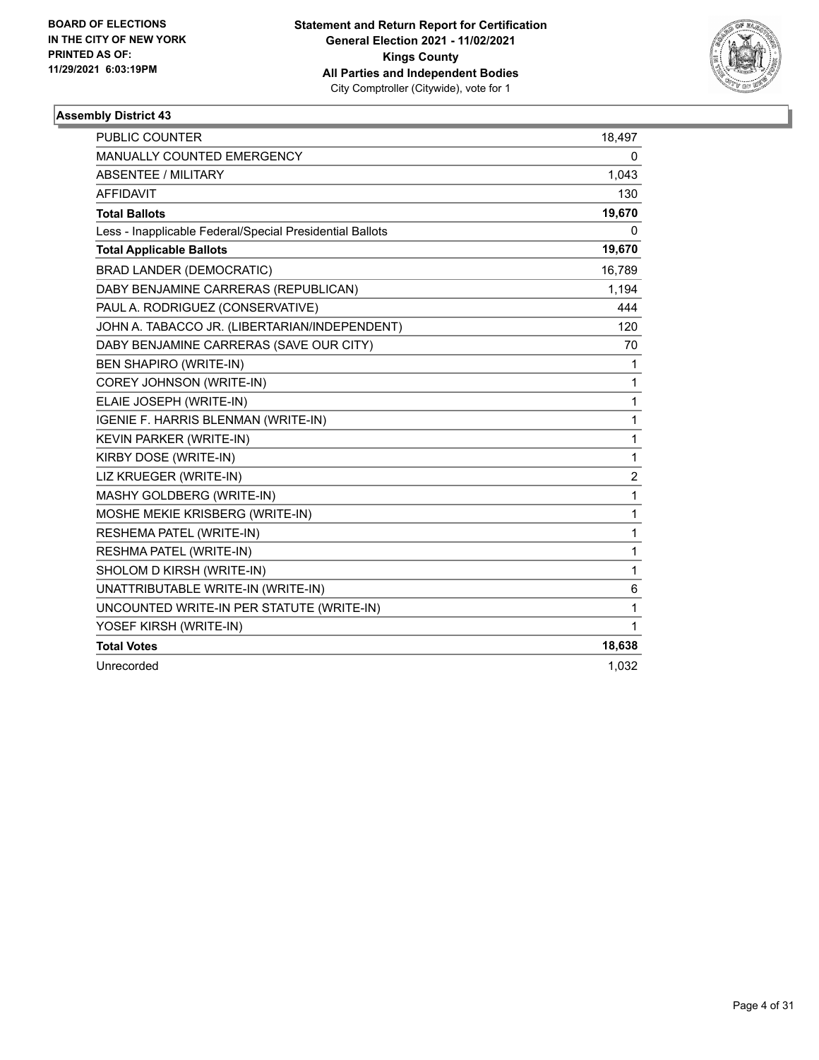**BOARD OF ELECTIONS IN THE CITY OF NEW YORK PRINTED AS OF: 11/29/2021 6:03:19PM**

**Statement and Return Report for Certification General Election 2021 - 11/02/2021 Kings County All Parties and Independent Bodies**
City Comptroller (Citywide), vote for 1

### Assembly District 43

| | |
|---|---|
| PUBLIC COUNTER | 18,497 |
| MANUALLY COUNTED EMERGENCY | 0 |
| ABSENTEE / MILITARY | 1,043 |
| AFFIDAVIT | 130 |
| **Total Ballots** | **19,670** |
| Less - Inapplicable Federal/Special Presidential Ballots | 0 |
| **Total Applicable Ballots** | **19,670** |
| BRAD LANDER (DEMOCRATIC) | 16,789 |
| DABY BENJAMINE CARRERAS (REPUBLICAN) | 1,194 |
| PAUL A. RODRIGUEZ (CONSERVATIVE) | 444 |
| JOHN A. TABACCO JR. (LIBERTARIAN/INDEPENDENT) | 120 |
| DABY BENJAMINE CARRERAS (SAVE OUR CITY) | 70 |
| BEN SHAPIRO (WRITE-IN) | 1 |
| COREY JOHNSON (WRITE-IN) | 1 |
| ELAIE JOSEPH (WRITE-IN) | 1 |
| IGENIE F. HARRIS BLENMAN (WRITE-IN) | 1 |
| KEVIN PARKER (WRITE-IN) | 1 |
| KIRBY DOSE (WRITE-IN) | 1 |
| LIZ KRUEGER (WRITE-IN) | 2 |
| MASHY GOLDBERG (WRITE-IN) | 1 |
| MOSHE MEKIE KRISBERG (WRITE-IN) | 1 |
| RESHEMA PATEL (WRITE-IN) | 1 |
| RESHMA PATEL (WRITE-IN) | 1 |
| SHOLOM D KIRSH (WRITE-IN) | 1 |
| UNATTRIBUTABLE WRITE-IN (WRITE-IN) | 6 |
| UNCOUNTED WRITE-IN PER STATUTE (WRITE-IN) | 1 |
| YOSEF KIRSH (WRITE-IN) | 1 |
| **Total Votes** | **18,638** |
| Unrecorded | 1,032 |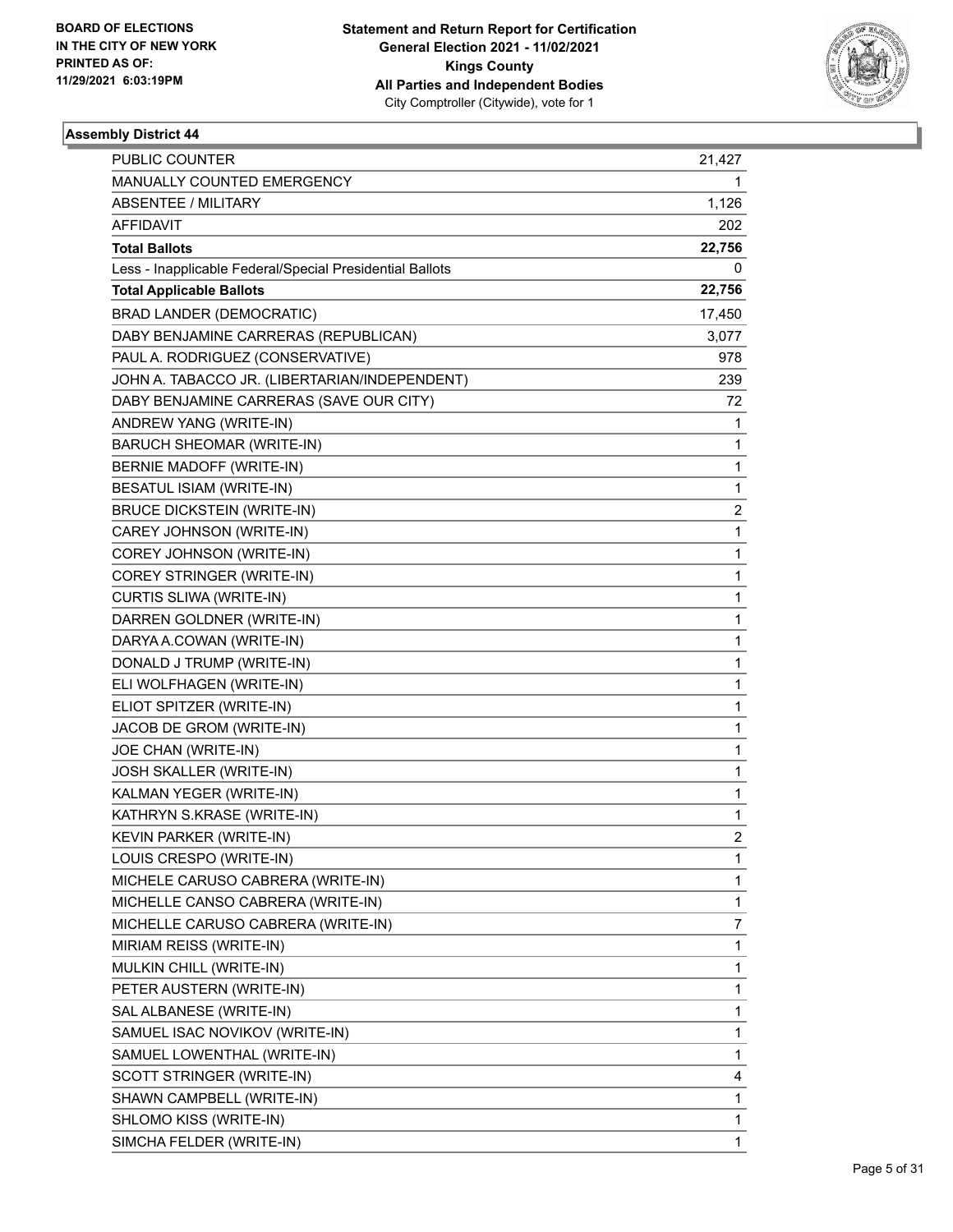**BOARD OF ELECTIONS IN THE CITY OF NEW YORK PRINTED AS OF: 11/29/2021 6:03:19PM**

**Statement and Return Report for Certification General Election 2021 - 11/02/2021 Kings County All Parties and Independent Bodies**
City Comptroller (Citywide), vote for 1

### Assembly District 44

| | |
|---|---|
| PUBLIC COUNTER | 21,427 |
| MANUALLY COUNTED EMERGENCY | 1 |
| ABSENTEE / MILITARY | 1,126 |
| AFFIDAVIT | 202 |
| **Total Ballots** | **22,756** |
| Less - Inapplicable Federal/Special Presidential Ballots | 0 |
| **Total Applicable Ballots** | **22,756** |
| BRAD LANDER (DEMOCRATIC) | 17,450 |
| DABY BENJAMINE CARRERAS (REPUBLICAN) | 3,077 |
| PAUL A. RODRIGUEZ (CONSERVATIVE) | 978 |
| JOHN A. TABACCO JR. (LIBERTARIAN/INDEPENDENT) | 239 |
| DABY BENJAMINE CARRERAS (SAVE OUR CITY) | 72 |
| ANDREW YANG (WRITE-IN) | 1 |
| BARUCH SHEOMAR (WRITE-IN) | 1 |
| BERNIE MADOFF (WRITE-IN) | 1 |
| BESATUL ISIAM (WRITE-IN) | 1 |
| BRUCE DICKSTEIN (WRITE-IN) | 2 |
| CAREY JOHNSON (WRITE-IN) | 1 |
| COREY JOHNSON (WRITE-IN) | 1 |
| COREY STRINGER (WRITE-IN) | 1 |
| CURTIS SLIWA (WRITE-IN) | 1 |
| DARREN GOLDNER (WRITE-IN) | 1 |
| DARYA A.COWAN (WRITE-IN) | 1 |
| DONALD J TRUMP (WRITE-IN) | 1 |
| ELI WOLFHAGEN (WRITE-IN) | 1 |
| ELIOT SPITZER (WRITE-IN) | 1 |
| JACOB DE GROM (WRITE-IN) | 1 |
| JOE CHAN (WRITE-IN) | 1 |
| JOSH SKALLER (WRITE-IN) | 1 |
| KALMAN YEGER (WRITE-IN) | 1 |
| KATHRYN S.KRASE (WRITE-IN) | 1 |
| KEVIN PARKER (WRITE-IN) | 2 |
| LOUIS CRESPO (WRITE-IN) | 1 |
| MICHELE CARUSO CABRERA (WRITE-IN) | 1 |
| MICHELLE CANSO CABRERA (WRITE-IN) | 1 |
| MICHELLE CARUSO CABRERA (WRITE-IN) | 7 |
| MIRIAM REISS (WRITE-IN) | 1 |
| MULKIN CHILL (WRITE-IN) | 1 |
| PETER AUSTERN (WRITE-IN) | 1 |
| SAL ALBANESE (WRITE-IN) | 1 |
| SAMUEL ISAC NOVIKOV (WRITE-IN) | 1 |
| SAMUEL LOWENTHAL (WRITE-IN) | 1 |
| SCOTT STRINGER (WRITE-IN) | 4 |
| SHAWN CAMPBELL (WRITE-IN) | 1 |
| SHLOMO KISS (WRITE-IN) | 1 |
| SIMCHA FELDER (WRITE-IN) | 1 |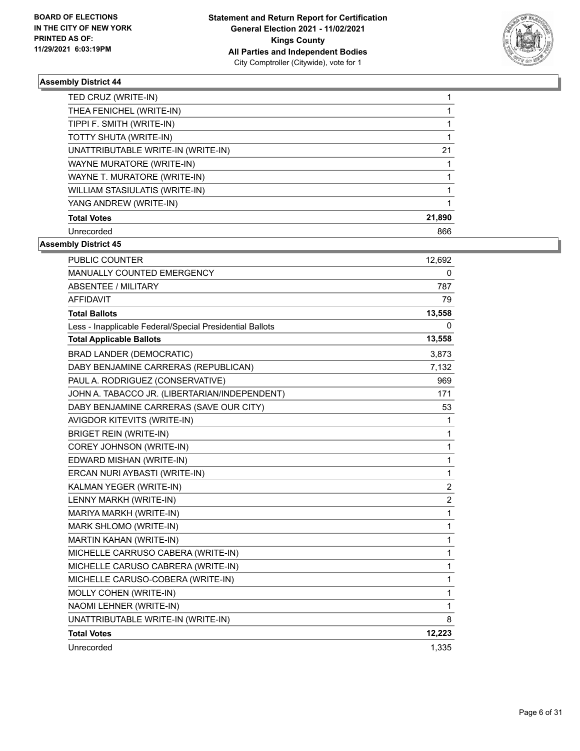**BOARD OF ELECTIONS IN THE CITY OF NEW YORK PRINTED AS OF: 11/29/2021 6:03:19PM**

**Statement and Return Report for Certification General Election 2021 - 11/02/2021 Kings County All Parties and Independent Bodies** City Comptroller (Citywide), vote for 1

## Assembly District 44

| | |
|---|---|
| TED CRUZ (WRITE-IN) | 1 |
| THEA FENICHEL (WRITE-IN) | 1 |
| TIPPI F. SMITH (WRITE-IN) | 1 |
| TOTTY SHUTA (WRITE-IN) | 1 |
| UNATTRIBUTABLE WRITE-IN (WRITE-IN) | 21 |
| WAYNE MURATORE (WRITE-IN) | 1 |
| WAYNE T. MURATORE (WRITE-IN) | 1 |
| WILLIAM STASIULATIS (WRITE-IN) | 1 |
| YANG ANDREW (WRITE-IN) | 1 |
| **Total Votes** | **21,890** |
| Unrecorded | 866 |

## Assembly District 45

| | |
|---|---|
| PUBLIC COUNTER | 12,692 |
| MANUALLY COUNTED EMERGENCY | 0 |
| ABSENTEE / MILITARY | 787 |
| AFFIDAVIT | 79 |
| **Total Ballots** | **13,558** |
| Less - Inapplicable Federal/Special Presidential Ballots | 0 |
| **Total Applicable Ballots** | **13,558** |
| BRAD LANDER (DEMOCRATIC) | 3,873 |
| DABY BENJAMINE CARRERAS (REPUBLICAN) | 7,132 |
| PAUL A. RODRIGUEZ (CONSERVATIVE) | 969 |
| JOHN A. TABACCO JR. (LIBERTARIAN/INDEPENDENT) | 171 |
| DABY BENJAMINE CARRERAS (SAVE OUR CITY) | 53 |
| AVIGDOR KITEVITS (WRITE-IN) | 1 |
| BRIGET REIN (WRITE-IN) | 1 |
| COREY JOHNSON (WRITE-IN) | 1 |
| EDWARD MISHAN (WRITE-IN) | 1 |
| ERCAN NURI AYBASTI (WRITE-IN) | 1 |
| KALMAN YEGER (WRITE-IN) | 2 |
| LENNY MARKH (WRITE-IN) | 2 |
| MARIYA MARKH (WRITE-IN) | 1 |
| MARK SHLOMO (WRITE-IN) | 1 |
| MARTIN KAHAN (WRITE-IN) | 1 |
| MICHELLE CARRUSO CABERA (WRITE-IN) | 1 |
| MICHELLE CARUSO CABRERA (WRITE-IN) | 1 |
| MICHELLE CARUSO-COBERA (WRITE-IN) | 1 |
| MOLLY COHEN (WRITE-IN) | 1 |
| NAOMI LEHNER (WRITE-IN) | 1 |
| UNATTRIBUTABLE WRITE-IN (WRITE-IN) | 8 |
| **Total Votes** | **12,223** |
| Unrecorded | 1,335 |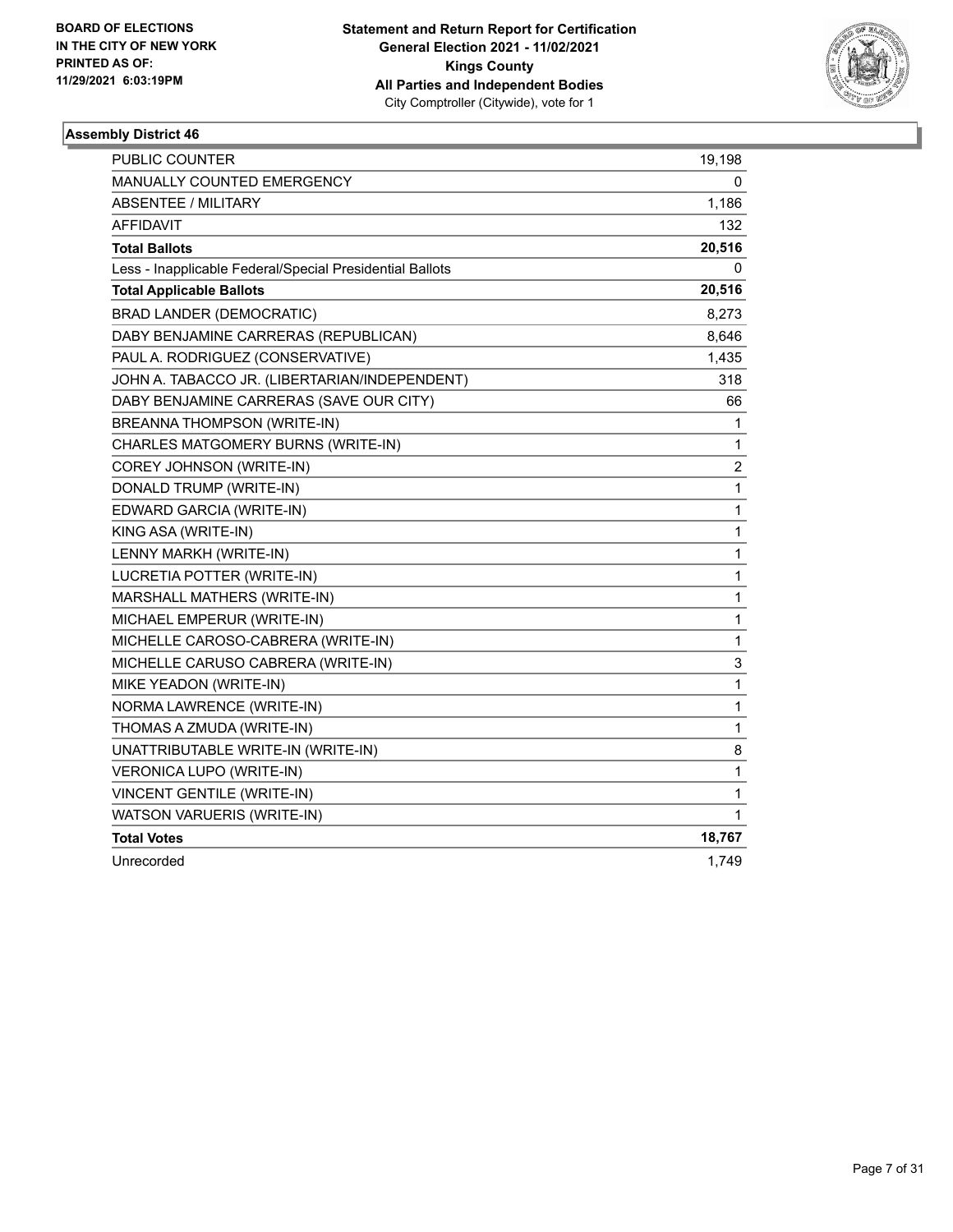BOARD OF ELECTIONS
IN THE CITY OF NEW YORK
PRINTED AS OF:
11/29/2021 6:03:19PM

**Statement and Return Report for Certification**
**General Election 2021 - 11/02/2021**
**Kings County**
**All Parties and Independent Bodies**
City Comptroller (Citywide), vote for 1

### Assembly District 46

| | |
|---|---|
| PUBLIC COUNTER | 19,198 |
| MANUALLY COUNTED EMERGENCY | 0 |
| ABSENTEE / MILITARY | 1,186 |
| AFFIDAVIT | 132 |
| **Total Ballots** | **20,516** |
| Less - Inapplicable Federal/Special Presidential Ballots | 0 |
| **Total Applicable Ballots** | **20,516** |
| BRAD LANDER (DEMOCRATIC) | 8,273 |
| DABY BENJAMINE CARRERAS (REPUBLICAN) | 8,646 |
| PAUL A. RODRIGUEZ (CONSERVATIVE) | 1,435 |
| JOHN A. TABACCO JR. (LIBERTARIAN/INDEPENDENT) | 318 |
| DABY BENJAMINE CARRERAS (SAVE OUR CITY) | 66 |
| BREANNA THOMPSON (WRITE-IN) | 1 |
| CHARLES MATGOMERY BURNS (WRITE-IN) | 1 |
| COREY JOHNSON (WRITE-IN) | 2 |
| DONALD TRUMP (WRITE-IN) | 1 |
| EDWARD GARCIA (WRITE-IN) | 1 |
| KING ASA (WRITE-IN) | 1 |
| LENNY MARKH (WRITE-IN) | 1 |
| LUCRETIA POTTER (WRITE-IN) | 1 |
| MARSHALL MATHERS (WRITE-IN) | 1 |
| MICHAEL EMPERUR (WRITE-IN) | 1 |
| MICHELLE CAROSO-CABRERA (WRITE-IN) | 1 |
| MICHELLE CARUSO CABRERA (WRITE-IN) | 3 |
| MIKE YEADON (WRITE-IN) | 1 |
| NORMA LAWRENCE (WRITE-IN) | 1 |
| THOMAS A ZMUDA (WRITE-IN) | 1 |
| UNATTRIBUTABLE WRITE-IN (WRITE-IN) | 8 |
| VERONICA LUPO (WRITE-IN) | 1 |
| VINCENT GENTILE (WRITE-IN) | 1 |
| WATSON VARUERIS (WRITE-IN) | 1 |
| **Total Votes** | **18,767** |
| Unrecorded | 1,749 |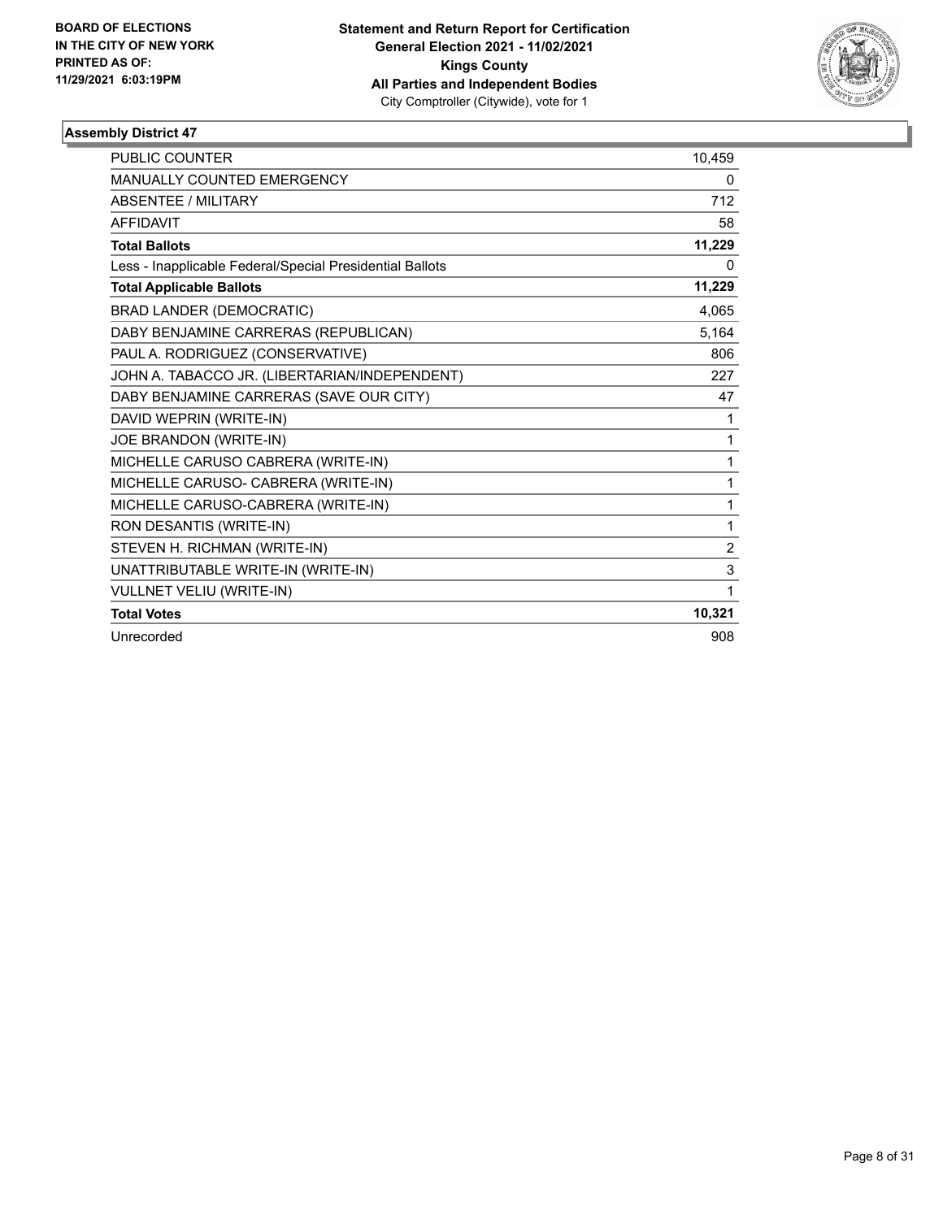BOARD OF ELECTIONS
IN THE CITY OF NEW YORK
PRINTED AS OF:
11/29/2021 6:03:19PM

**Statement and Return Report for Certification**
**General Election 2021 - 11/02/2021**
**Kings County**
**All Parties and Independent Bodies**
City Comptroller (Citywide), vote for 1

### Assembly District 47

| | |
|---|---|
| PUBLIC COUNTER | 10,459 |
| MANUALLY COUNTED EMERGENCY | 0 |
| ABSENTEE / MILITARY | 712 |
| AFFIDAVIT | 58 |
| **Total Ballots** | **11,229** |
| Less - Inapplicable Federal/Special Presidential Ballots | 0 |
| **Total Applicable Ballots** | **11,229** |
| BRAD LANDER (DEMOCRATIC) | 4,065 |
| DABY BENJAMINE CARRERAS (REPUBLICAN) | 5,164 |
| PAUL A. RODRIGUEZ (CONSERVATIVE) | 806 |
| JOHN A. TABACCO JR. (LIBERTARIAN/INDEPENDENT) | 227 |
| DABY BENJAMINE CARRERAS (SAVE OUR CITY) | 47 |
| DAVID WEPRIN (WRITE-IN) | 1 |
| JOE BRANDON (WRITE-IN) | 1 |
| MICHELLE CARUSO CABRERA (WRITE-IN) | 1 |
| MICHELLE CARUSO- CABRERA (WRITE-IN) | 1 |
| MICHELLE CARUSO-CABRERA (WRITE-IN) | 1 |
| RON DESANTIS (WRITE-IN) | 1 |
| STEVEN H. RICHMAN (WRITE-IN) | 2 |
| UNATTRIBUTABLE WRITE-IN (WRITE-IN) | 3 |
| VULLNET VELIU (WRITE-IN) | 1 |
| **Total Votes** | **10,321** |
| Unrecorded | 908 |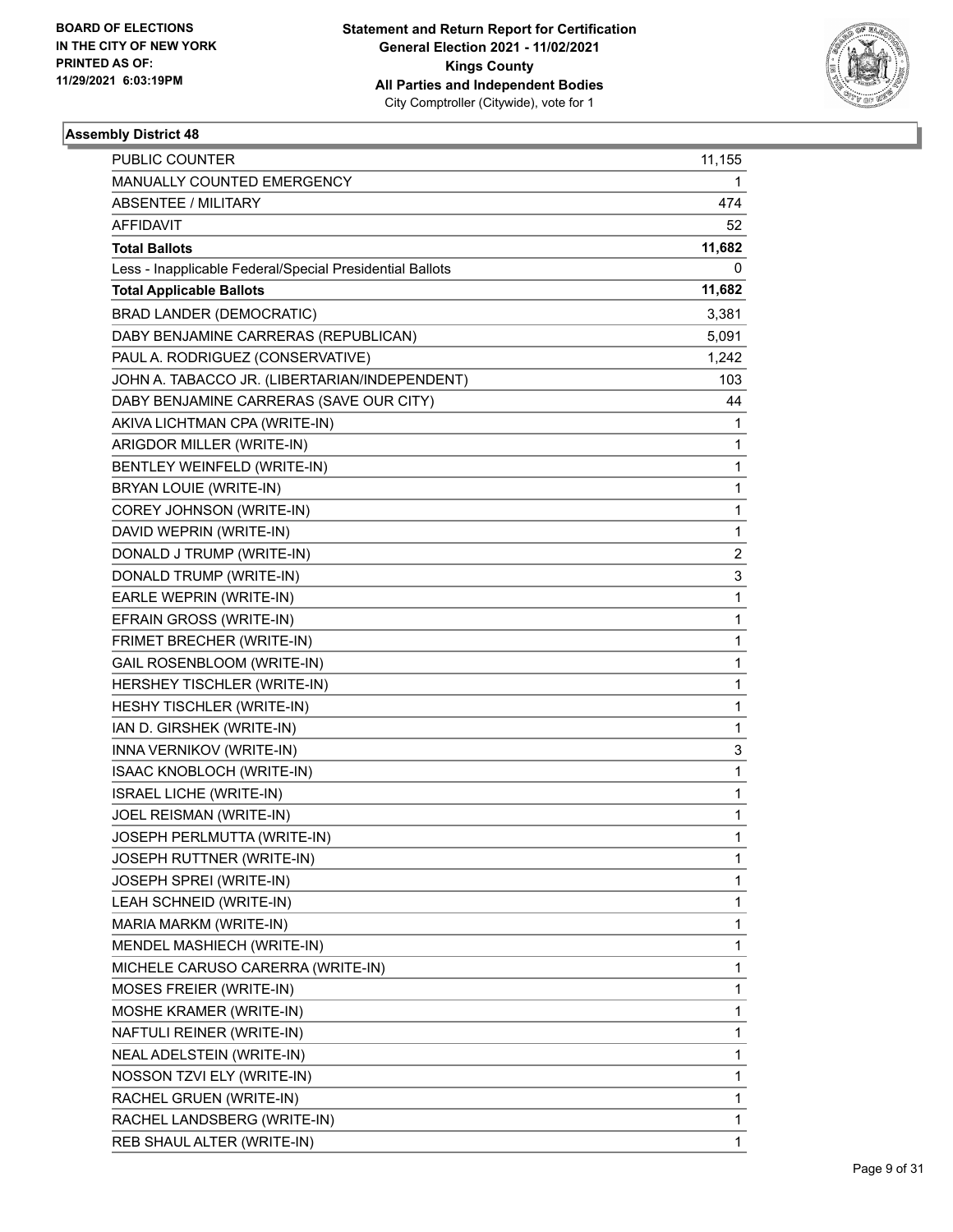BOARD OF ELECTIONS
IN THE CITY OF NEW YORK
PRINTED AS OF:
11/29/2021 6:03:19PM

**Statement and Return Report for Certification**
**General Election 2021 - 11/02/2021**
**Kings County**
**All Parties and Independent Bodies**
City Comptroller (Citywide), vote for 1

### Assembly District 48

| | |
|---|---|
| PUBLIC COUNTER | 11,155 |
| MANUALLY COUNTED EMERGENCY | 1 |
| ABSENTEE / MILITARY | 474 |
| AFFIDAVIT | 52 |
| **Total Ballots** | **11,682** |
| Less - Inapplicable Federal/Special Presidential Ballots | 0 |
| **Total Applicable Ballots** | **11,682** |
| BRAD LANDER (DEMOCRATIC) | 3,381 |
| DABY BENJAMINE CARRERAS (REPUBLICAN) | 5,091 |
| PAUL A. RODRIGUEZ (CONSERVATIVE) | 1,242 |
| JOHN A. TABACCO JR. (LIBERTARIAN/INDEPENDENT) | 103 |
| DABY BENJAMINE CARRERAS (SAVE OUR CITY) | 44 |
| AKIVA LICHTMAN CPA (WRITE-IN) | 1 |
| ARIGDOR MILLER (WRITE-IN) | 1 |
| BENTLEY WEINFELD (WRITE-IN) | 1 |
| BRYAN LOUIE (WRITE-IN) | 1 |
| COREY JOHNSON (WRITE-IN) | 1 |
| DAVID WEPRIN (WRITE-IN) | 1 |
| DONALD J TRUMP (WRITE-IN) | 2 |
| DONALD TRUMP (WRITE-IN) | 3 |
| EARLE WEPRIN (WRITE-IN) | 1 |
| EFRAIN GROSS (WRITE-IN) | 1 |
| FRIMET BRECHER (WRITE-IN) | 1 |
| GAIL ROSENBLOOM (WRITE-IN) | 1 |
| HERSHEY TISCHLER (WRITE-IN) | 1 |
| HESHY TISCHLER (WRITE-IN) | 1 |
| IAN D. GIRSHEK (WRITE-IN) | 1 |
| INNA VERNIKOV (WRITE-IN) | 3 |
| ISAAC KNOBLOCH (WRITE-IN) | 1 |
| ISRAEL LICHE (WRITE-IN) | 1 |
| JOEL REISMAN (WRITE-IN) | 1 |
| JOSEPH PERLMUTTA (WRITE-IN) | 1 |
| JOSEPH RUTTNER (WRITE-IN) | 1 |
| JOSEPH SPREI (WRITE-IN) | 1 |
| LEAH SCHNEID (WRITE-IN) | 1 |
| MARIA MARKM (WRITE-IN) | 1 |
| MENDEL MASHIECH (WRITE-IN) | 1 |
| MICHELE CARUSO CARERRA (WRITE-IN) | 1 |
| MOSES FREIER (WRITE-IN) | 1 |
| MOSHE KRAMER (WRITE-IN) | 1 |
| NAFTULI REINER (WRITE-IN) | 1 |
| NEAL ADELSTEIN (WRITE-IN) | 1 |
| NOSSON TZVI ELY (WRITE-IN) | 1 |
| RACHEL GRUEN (WRITE-IN) | 1 |
| RACHEL LANDSBERG (WRITE-IN) | 1 |
| REB SHAUL ALTER (WRITE-IN) | 1 |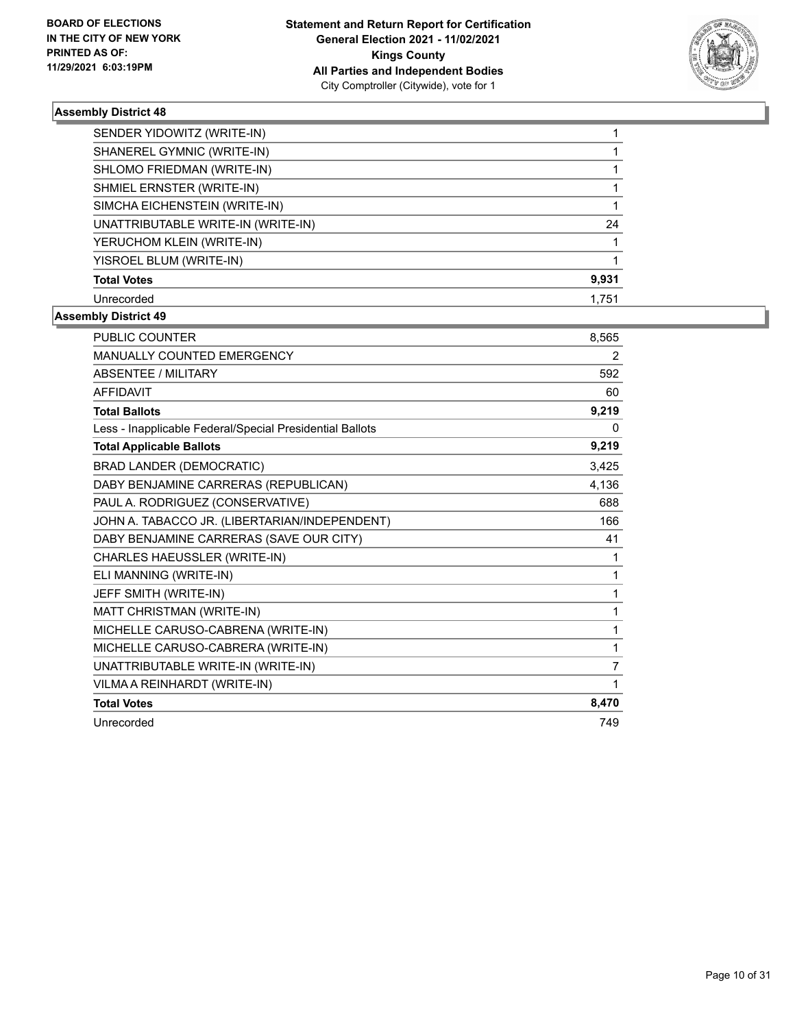BOARD OF ELECTIONS
IN THE CITY OF NEW YORK
PRINTED AS OF:
11/29/2021 6:03:19PM

**Statement and Return Report for Certification**
**General Election 2021 - 11/02/2021**
**Kings County**
**All Parties and Independent Bodies**
City Comptroller (Citywide), vote for 1

### Assembly District 48

| | |
|---|---|
| SENDER YIDOWITZ (WRITE-IN) | 1 |
| SHANEREL GYMNIC (WRITE-IN) | 1 |
| SHLOMO FRIEDMAN (WRITE-IN) | 1 |
| SHMIEL ERNSTER (WRITE-IN) | 1 |
| SIMCHA EICHENSTEIN (WRITE-IN) | 1 |
| UNATTRIBUTABLE WRITE-IN (WRITE-IN) | 24 |
| YERUCHOM KLEIN (WRITE-IN) | 1 |
| YISROEL BLUM (WRITE-IN) | 1 |
| **Total Votes** | **9,931** |
| Unrecorded | 1,751 |

### Assembly District 49

| | |
|---|---|
| PUBLIC COUNTER | 8,565 |
| MANUALLY COUNTED EMERGENCY | 2 |
| ABSENTEE / MILITARY | 592 |
| AFFIDAVIT | 60 |
| **Total Ballots** | **9,219** |
| Less - Inapplicable Federal/Special Presidential Ballots | 0 |
| **Total Applicable Ballots** | **9,219** |
| BRAD LANDER (DEMOCRATIC) | 3,425 |
| DABY BENJAMINE CARRERAS (REPUBLICAN) | 4,136 |
| PAUL A. RODRIGUEZ (CONSERVATIVE) | 688 |
| JOHN A. TABACCO JR. (LIBERTARIAN/INDEPENDENT) | 166 |
| DABY BENJAMINE CARRERAS (SAVE OUR CITY) | 41 |
| CHARLES HAEUSSLER (WRITE-IN) | 1 |
| ELI MANNING (WRITE-IN) | 1 |
| JEFF SMITH (WRITE-IN) | 1 |
| MATT CHRISTMAN (WRITE-IN) | 1 |
| MICHELLE CARUSO-CABRENA (WRITE-IN) | 1 |
| MICHELLE CARUSO-CABRERA (WRITE-IN) | 1 |
| UNATTRIBUTABLE WRITE-IN (WRITE-IN) | 7 |
| VILMA A REINHARDT (WRITE-IN) | 1 |
| **Total Votes** | **8,470** |
| Unrecorded | 749 |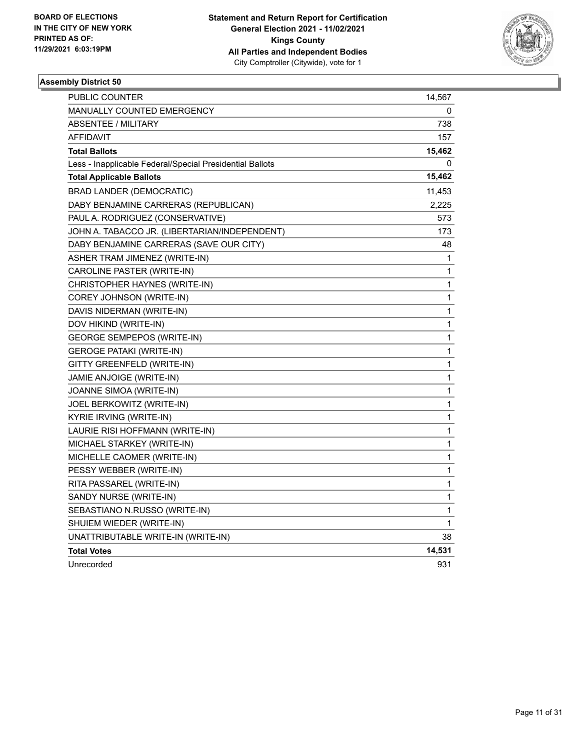BOARD OF ELECTIONS
IN THE CITY OF NEW YORK
PRINTED AS OF:
11/29/2021 6:03:19PM

**Statement and Return Report for Certification**
**General Election 2021 - 11/02/2021**
**Kings County**
**All Parties and Independent Bodies**
City Comptroller (Citywide), vote for 1

### Assembly District 50

| | |
|---|---|
| PUBLIC COUNTER | 14,567 |
| MANUALLY COUNTED EMERGENCY | 0 |
| ABSENTEE / MILITARY | 738 |
| AFFIDAVIT | 157 |
| **Total Ballots** | **15,462** |
| Less - Inapplicable Federal/Special Presidential Ballots | 0 |
| **Total Applicable Ballots** | **15,462** |
| BRAD LANDER (DEMOCRATIC) | 11,453 |
| DABY BENJAMINE CARRERAS (REPUBLICAN) | 2,225 |
| PAUL A. RODRIGUEZ (CONSERVATIVE) | 573 |
| JOHN A. TABACCO JR. (LIBERTARIAN/INDEPENDENT) | 173 |
| DABY BENJAMINE CARRERAS (SAVE OUR CITY) | 48 |
| ASHER TRAM JIMENEZ (WRITE-IN) | 1 |
| CAROLINE PASTER (WRITE-IN) | 1 |
| CHRISTOPHER HAYNES (WRITE-IN) | 1 |
| COREY JOHNSON (WRITE-IN) | 1 |
| DAVIS NIDERMAN (WRITE-IN) | 1 |
| DOV HIKIND (WRITE-IN) | 1 |
| GEORGE SEMPEPOS (WRITE-IN) | 1 |
| GEROGE PATAKI (WRITE-IN) | 1 |
| GITTY GREENFELD (WRITE-IN) | 1 |
| JAMIE ANJOIGE (WRITE-IN) | 1 |
| JOANNE SIMOA (WRITE-IN) | 1 |
| JOEL BERKOWITZ (WRITE-IN) | 1 |
| KYRIE IRVING (WRITE-IN) | 1 |
| LAURIE RISI HOFFMANN (WRITE-IN) | 1 |
| MICHAEL STARKEY (WRITE-IN) | 1 |
| MICHELLE CAOMER (WRITE-IN) | 1 |
| PESSY WEBBER (WRITE-IN) | 1 |
| RITA PASSAREL (WRITE-IN) | 1 |
| SANDY NURSE (WRITE-IN) | 1 |
| SEBASTIANO N.RUSSO (WRITE-IN) | 1 |
| SHUIEM WIEDER (WRITE-IN) | 1 |
| UNATTRIBUTABLE WRITE-IN (WRITE-IN) | 38 |
| **Total Votes** | **14,531** |
| Unrecorded | 931 |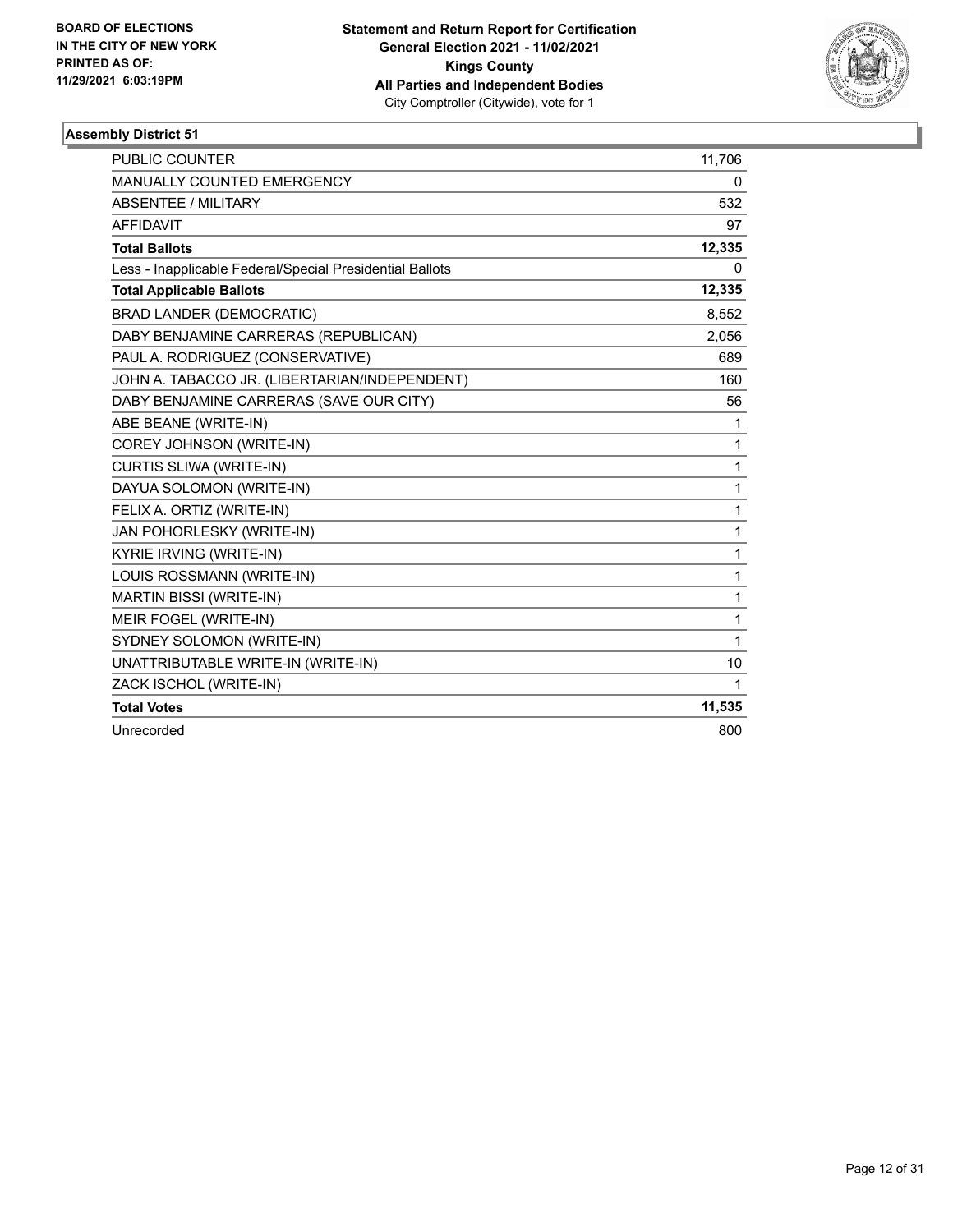**BOARD OF ELECTIONS IN THE CITY OF NEW YORK PRINTED AS OF: 11/29/2021 6:03:19PM**

**Statement and Return Report for Certification General Election 2021 - 11/02/2021 Kings County All Parties and Independent Bodies** City Comptroller (Citywide), vote for 1

### Assembly District 51

| | |
|---|---|
| PUBLIC COUNTER | 11,706 |
| MANUALLY COUNTED EMERGENCY | 0 |
| ABSENTEE / MILITARY | 532 |
| AFFIDAVIT | 97 |
| **Total Ballots** | **12,335** |
| Less - Inapplicable Federal/Special Presidential Ballots | 0 |
| **Total Applicable Ballots** | **12,335** |
| BRAD LANDER (DEMOCRATIC) | 8,552 |
| DABY BENJAMINE CARRERAS (REPUBLICAN) | 2,056 |
| PAUL A. RODRIGUEZ (CONSERVATIVE) | 689 |
| JOHN A. TABACCO JR. (LIBERTARIAN/INDEPENDENT) | 160 |
| DABY BENJAMINE CARRERAS (SAVE OUR CITY) | 56 |
| ABE BEANE (WRITE-IN) | 1 |
| COREY JOHNSON (WRITE-IN) | 1 |
| CURTIS SLIWA (WRITE-IN) | 1 |
| DAYUA SOLOMON (WRITE-IN) | 1 |
| FELIX A. ORTIZ (WRITE-IN) | 1 |
| JAN POHORLESKY (WRITE-IN) | 1 |
| KYRIE IRVING (WRITE-IN) | 1 |
| LOUIS ROSSMANN (WRITE-IN) | 1 |
| MARTIN BISSI (WRITE-IN) | 1 |
| MEIR FOGEL (WRITE-IN) | 1 |
| SYDNEY SOLOMON (WRITE-IN) | 1 |
| UNATTRIBUTABLE WRITE-IN (WRITE-IN) | 10 |
| ZACK ISCHOL (WRITE-IN) | 1 |
| **Total Votes** | **11,535** |
| Unrecorded | 800 |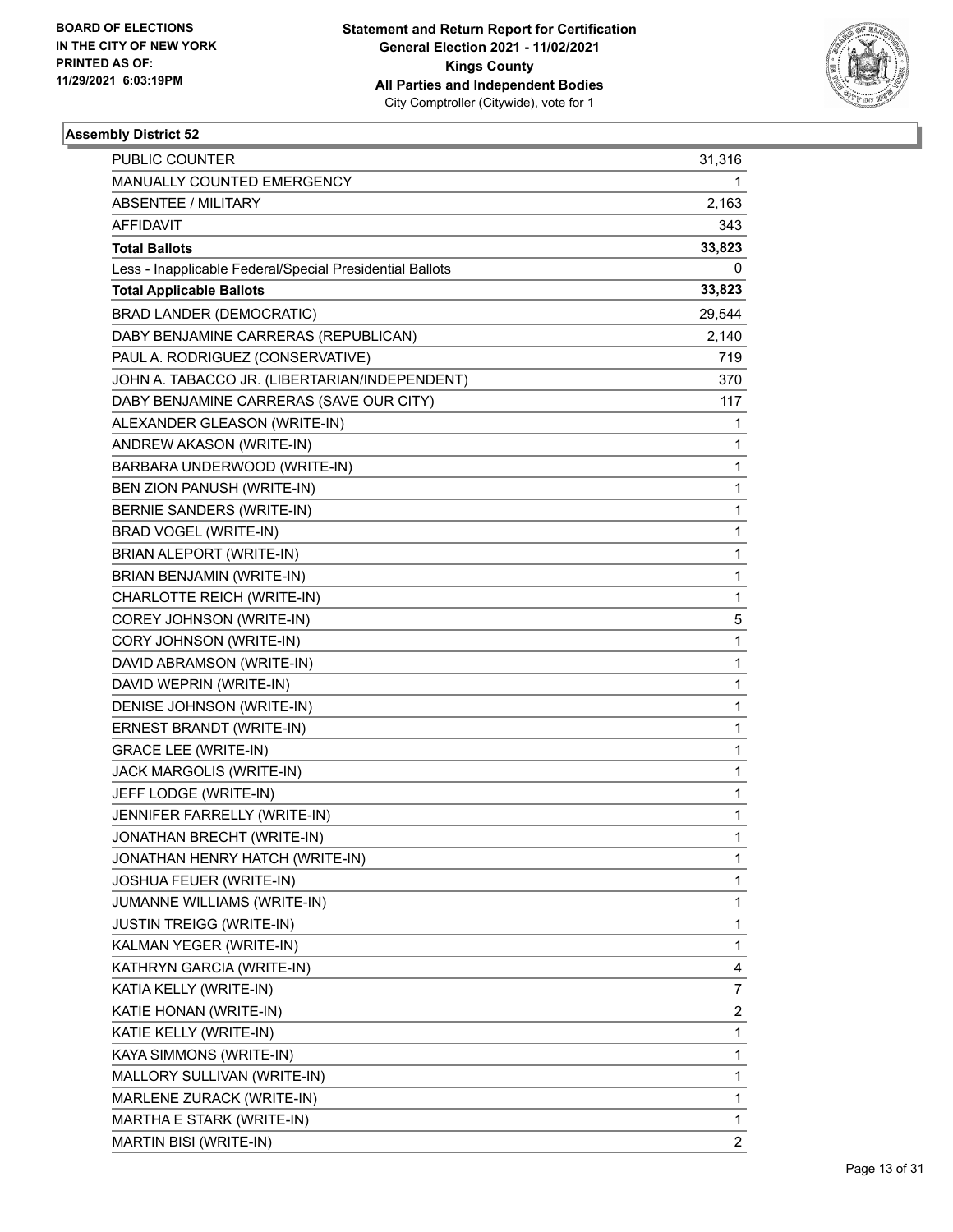**BOARD OF ELECTIONS IN THE CITY OF NEW YORK PRINTED AS OF: 11/29/2021 6:03:19PM**

**Statement and Return Report for Certification General Election 2021 - 11/02/2021 Kings County All Parties and Independent Bodies**
City Comptroller (Citywide), vote for 1

### Assembly District 52

| | |
|---|---|
| PUBLIC COUNTER | 31,316 |
| MANUALLY COUNTED EMERGENCY | 1 |
| ABSENTEE / MILITARY | 2,163 |
| AFFIDAVIT | 343 |
| **Total Ballots** | **33,823** |
| Less - Inapplicable Federal/Special Presidential Ballots | 0 |
| **Total Applicable Ballots** | **33,823** |
| BRAD LANDER (DEMOCRATIC) | 29,544 |
| DABY BENJAMINE CARRERAS (REPUBLICAN) | 2,140 |
| PAUL A. RODRIGUEZ (CONSERVATIVE) | 719 |
| JOHN A. TABACCO JR. (LIBERTARIAN/INDEPENDENT) | 370 |
| DABY BENJAMINE CARRERAS (SAVE OUR CITY) | 117 |
| ALEXANDER GLEASON (WRITE-IN) | 1 |
| ANDREW AKASON (WRITE-IN) | 1 |
| BARBARA UNDERWOOD (WRITE-IN) | 1 |
| BEN ZION PANUSH (WRITE-IN) | 1 |
| BERNIE SANDERS (WRITE-IN) | 1 |
| BRAD VOGEL (WRITE-IN) | 1 |
| BRIAN ALEPORT (WRITE-IN) | 1 |
| BRIAN BENJAMIN (WRITE-IN) | 1 |
| CHARLOTTE REICH (WRITE-IN) | 1 |
| COREY JOHNSON (WRITE-IN) | 5 |
| CORY JOHNSON (WRITE-IN) | 1 |
| DAVID ABRAMSON (WRITE-IN) | 1 |
| DAVID WEPRIN (WRITE-IN) | 1 |
| DENISE JOHNSON (WRITE-IN) | 1 |
| ERNEST BRANDT (WRITE-IN) | 1 |
| GRACE LEE (WRITE-IN) | 1 |
| JACK MARGOLIS (WRITE-IN) | 1 |
| JEFF LODGE (WRITE-IN) | 1 |
| JENNIFER FARRELLY (WRITE-IN) | 1 |
| JONATHAN BRECHT (WRITE-IN) | 1 |
| JONATHAN HENRY HATCH (WRITE-IN) | 1 |
| JOSHUA FEUER (WRITE-IN) | 1 |
| JUMANNE WILLIAMS (WRITE-IN) | 1 |
| JUSTIN TREIGG (WRITE-IN) | 1 |
| KALMAN YEGER (WRITE-IN) | 1 |
| KATHRYN GARCIA (WRITE-IN) | 4 |
| KATIA KELLY (WRITE-IN) | 7 |
| KATIE HONAN (WRITE-IN) | 2 |
| KATIE KELLY (WRITE-IN) | 1 |
| KAYA SIMMONS (WRITE-IN) | 1 |
| MALLORY SULLIVAN (WRITE-IN) | 1 |
| MARLENE ZURACK (WRITE-IN) | 1 |
| MARTHA E STARK (WRITE-IN) | 1 |
| MARTIN BISI (WRITE-IN) | 2 |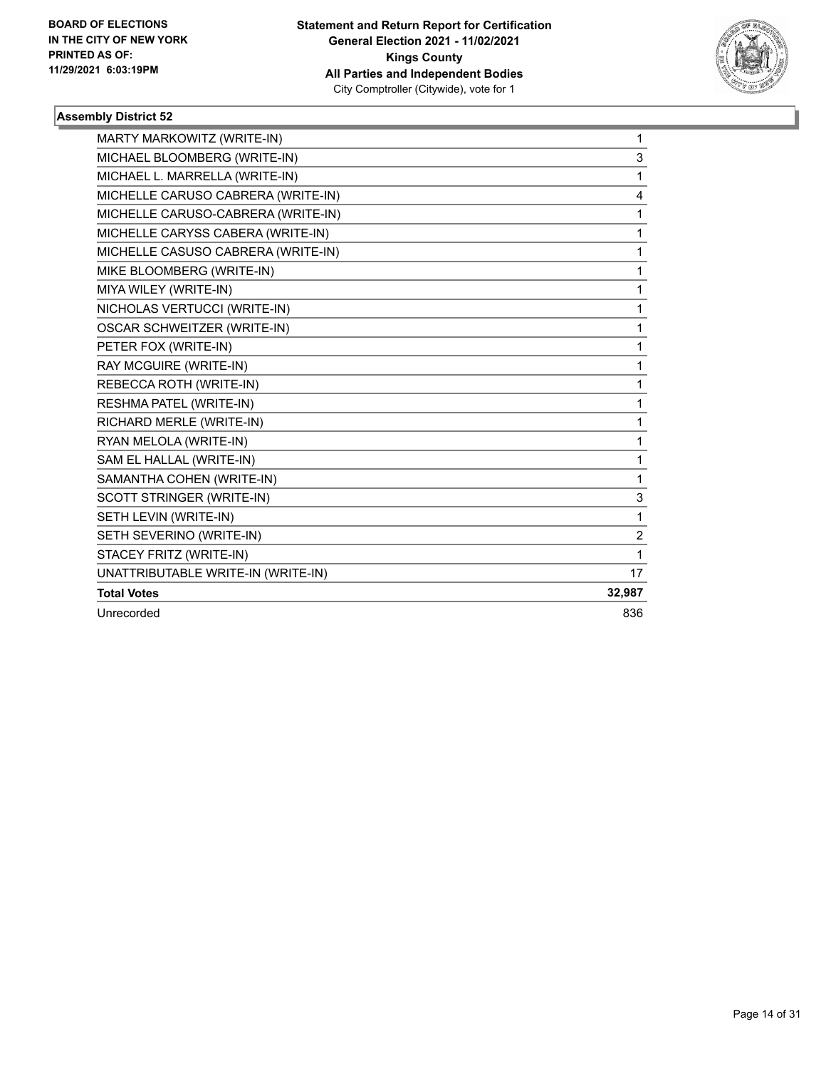**BOARD OF ELECTIONS IN THE CITY OF NEW YORK PRINTED AS OF: 11/29/2021 6:03:19PM**

**Statement and Return Report for Certification General Election 2021 - 11/02/2021 Kings County All Parties and Independent Bodies**
City Comptroller (Citywide), vote for 1

### Assembly District 52

| | |
|---|---|
| MARTY MARKOWITZ (WRITE-IN) | 1 |
| MICHAEL BLOOMBERG (WRITE-IN) | 3 |
| MICHAEL L. MARRELLA (WRITE-IN) | 1 |
| MICHELLE CARUSO CABRERA (WRITE-IN) | 4 |
| MICHELLE CARUSO-CABRERA (WRITE-IN) | 1 |
| MICHELLE CARYSS CABERA (WRITE-IN) | 1 |
| MICHELLE CASUSO CABRERA (WRITE-IN) | 1 |
| MIKE BLOOMBERG (WRITE-IN) | 1 |
| MIYA WILEY (WRITE-IN) | 1 |
| NICHOLAS VERTUCCI (WRITE-IN) | 1 |
| OSCAR SCHWEITZER (WRITE-IN) | 1 |
| PETER FOX (WRITE-IN) | 1 |
| RAY MCGUIRE (WRITE-IN) | 1 |
| REBECCA ROTH (WRITE-IN) | 1 |
| RESHMA PATEL (WRITE-IN) | 1 |
| RICHARD MERLE (WRITE-IN) | 1 |
| RYAN MELOLA (WRITE-IN) | 1 |
| SAM EL HALLAL (WRITE-IN) | 1 |
| SAMANTHA COHEN (WRITE-IN) | 1 |
| SCOTT STRINGER (WRITE-IN) | 3 |
| SETH LEVIN (WRITE-IN) | 1 |
| SETH SEVERINO (WRITE-IN) | 2 |
| STACEY FRITZ (WRITE-IN) | 1 |
| UNATTRIBUTABLE WRITE-IN (WRITE-IN) | 17 |
| **Total Votes** | **32,987** |
| Unrecorded | 836 |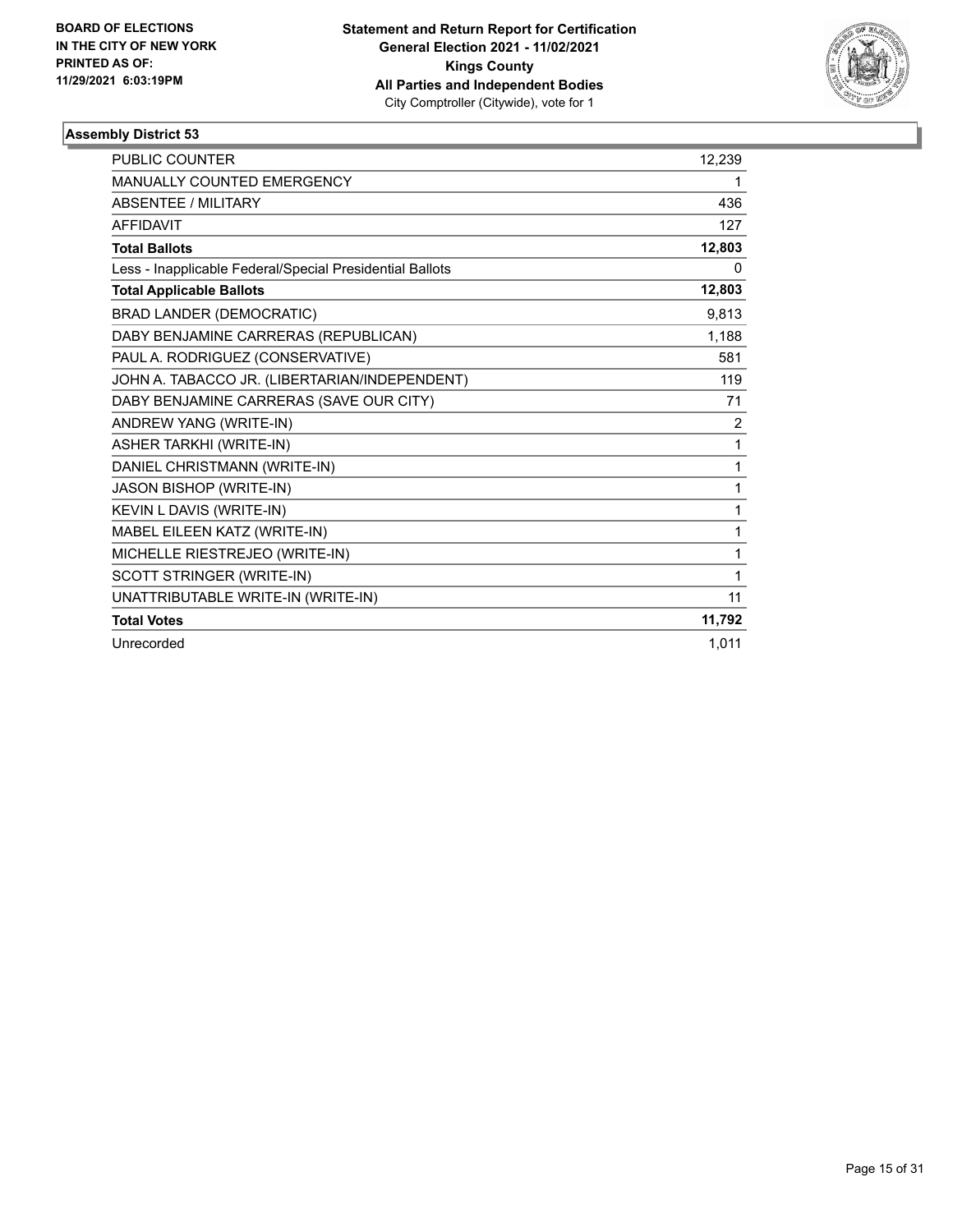**BOARD OF ELECTIONS IN THE CITY OF NEW YORK PRINTED AS OF: 11/29/2021 6:03:19PM**

**Statement and Return Report for Certification General Election 2021 - 11/02/2021 Kings County All Parties and Independent Bodies**
City Comptroller (Citywide), vote for 1

### Assembly District 53

| | |
|---|---|
| PUBLIC COUNTER | 12,239 |
| MANUALLY COUNTED EMERGENCY | 1 |
| ABSENTEE / MILITARY | 436 |
| AFFIDAVIT | 127 |
| **Total Ballots** | **12,803** |
| Less - Inapplicable Federal/Special Presidential Ballots | 0 |
| **Total Applicable Ballots** | **12,803** |
| BRAD LANDER (DEMOCRATIC) | 9,813 |
| DABY BENJAMINE CARRERAS (REPUBLICAN) | 1,188 |
| PAUL A. RODRIGUEZ (CONSERVATIVE) | 581 |
| JOHN A. TABACCO JR. (LIBERTARIAN/INDEPENDENT) | 119 |
| DABY BENJAMINE CARRERAS (SAVE OUR CITY) | 71 |
| ANDREW YANG (WRITE-IN) | 2 |
| ASHER TARKHI (WRITE-IN) | 1 |
| DANIEL CHRISTMANN (WRITE-IN) | 1 |
| JASON BISHOP (WRITE-IN) | 1 |
| KEVIN L DAVIS (WRITE-IN) | 1 |
| MABEL EILEEN KATZ (WRITE-IN) | 1 |
| MICHELLE RIESTREJEO (WRITE-IN) | 1 |
| SCOTT STRINGER (WRITE-IN) | 1 |
| UNATTRIBUTABLE WRITE-IN (WRITE-IN) | 11 |
| **Total Votes** | **11,792** |
| Unrecorded | 1,011 |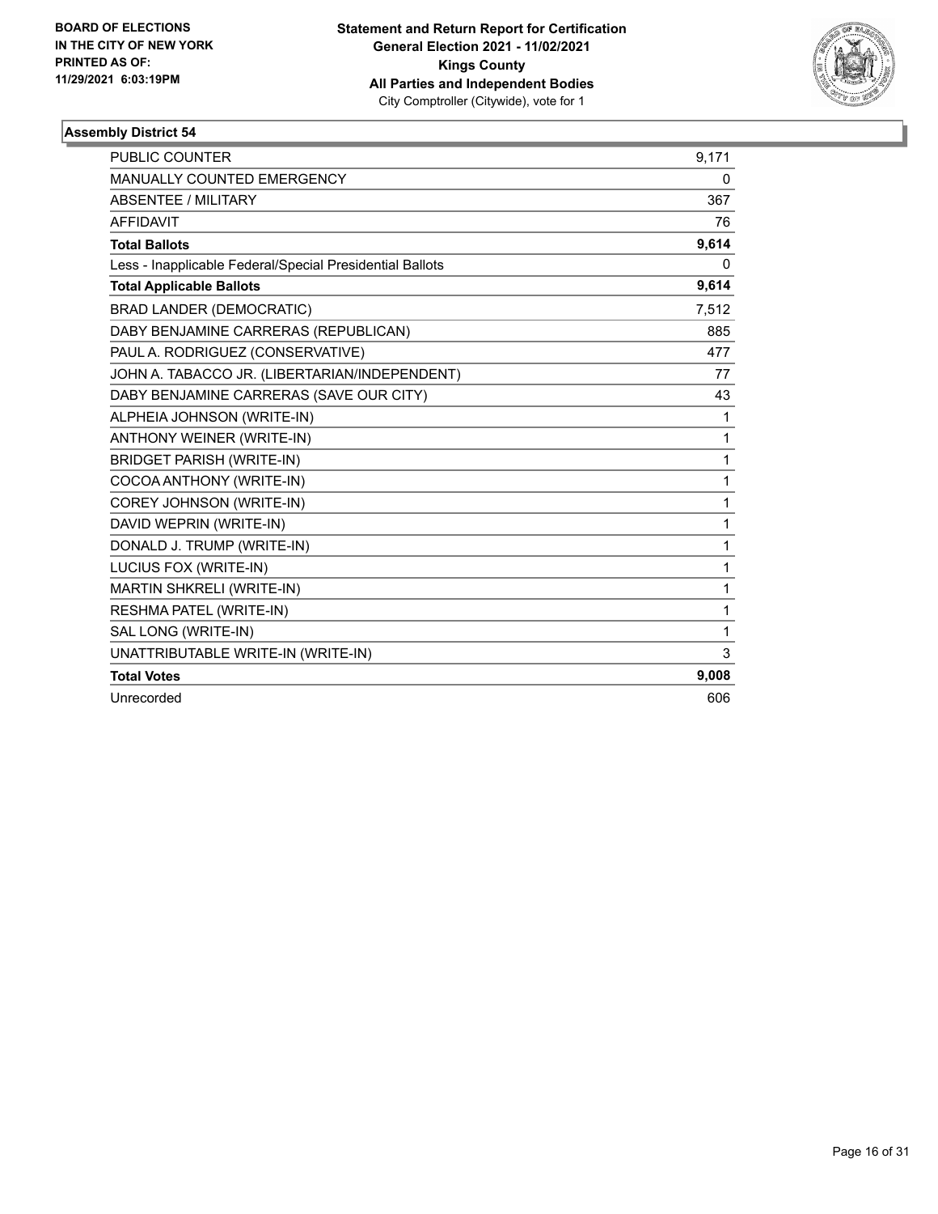BOARD OF ELECTIONS
IN THE CITY OF NEW YORK
PRINTED AS OF:
11/29/2021 6:03:19PM

**Statement and Return Report for Certification**
**General Election 2021 - 11/02/2021**
**Kings County**
**All Parties and Independent Bodies**
City Comptroller (Citywide), vote for 1

### Assembly District 54

| | |
|---|---|
| PUBLIC COUNTER | 9,171 |
| MANUALLY COUNTED EMERGENCY | 0 |
| ABSENTEE / MILITARY | 367 |
| AFFIDAVIT | 76 |
| **Total Ballots** | **9,614** |
| Less - Inapplicable Federal/Special Presidential Ballots | 0 |
| **Total Applicable Ballots** | **9,614** |
| BRAD LANDER (DEMOCRATIC) | 7,512 |
| DABY BENJAMINE CARRERAS (REPUBLICAN) | 885 |
| PAUL A. RODRIGUEZ (CONSERVATIVE) | 477 |
| JOHN A. TABACCO JR. (LIBERTARIAN/INDEPENDENT) | 77 |
| DABY BENJAMINE CARRERAS (SAVE OUR CITY) | 43 |
| ALPHEIA JOHNSON (WRITE-IN) | 1 |
| ANTHONY WEINER (WRITE-IN) | 1 |
| BRIDGET PARISH (WRITE-IN) | 1 |
| COCOA ANTHONY (WRITE-IN) | 1 |
| COREY JOHNSON (WRITE-IN) | 1 |
| DAVID WEPRIN (WRITE-IN) | 1 |
| DONALD J. TRUMP (WRITE-IN) | 1 |
| LUCIUS FOX (WRITE-IN) | 1 |
| MARTIN SHKRELI (WRITE-IN) | 1 |
| RESHMA PATEL (WRITE-IN) | 1 |
| SAL LONG (WRITE-IN) | 1 |
| UNATTRIBUTABLE WRITE-IN (WRITE-IN) | 3 |
| **Total Votes** | **9,008** |
| Unrecorded | 606 |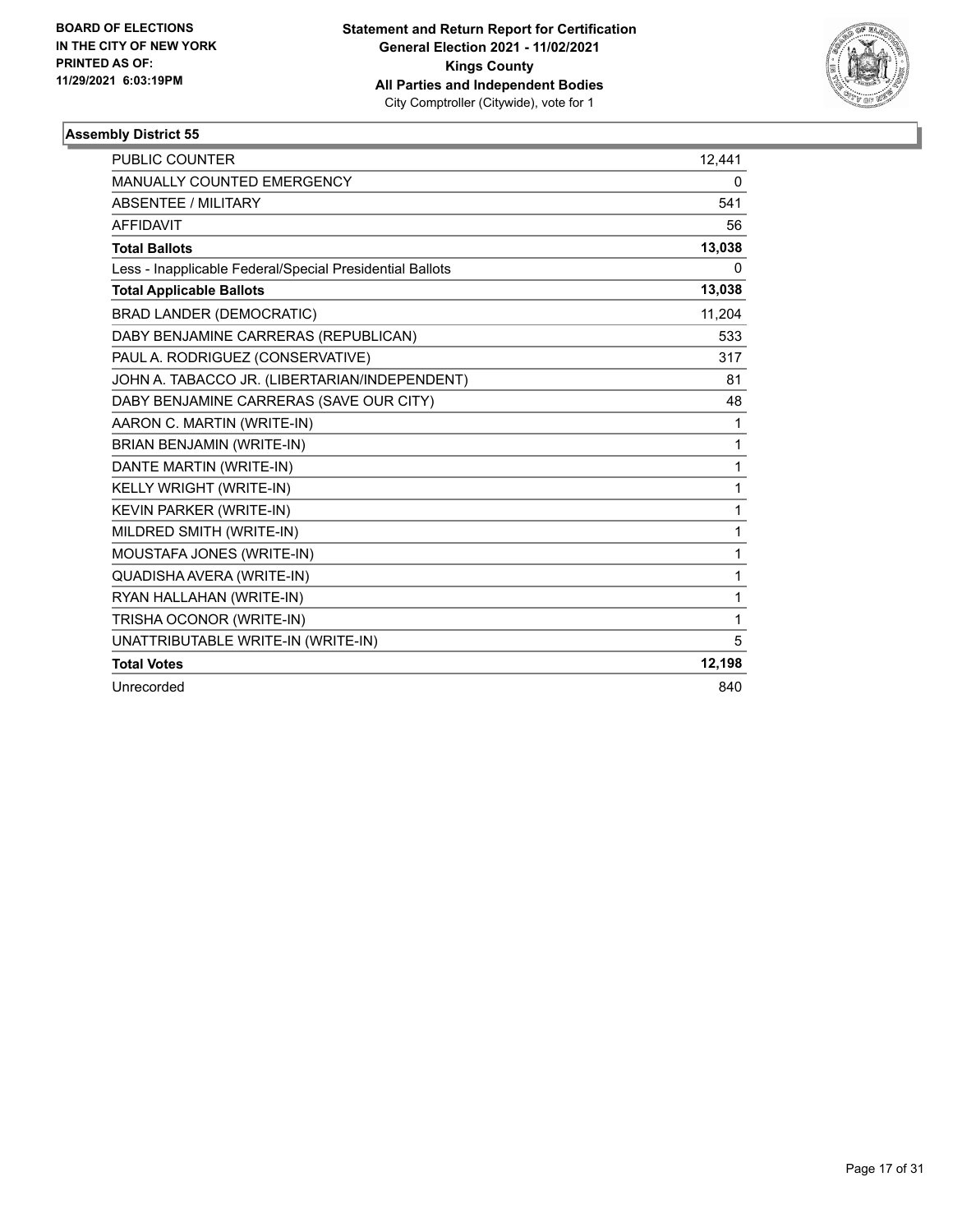**BOARD OF ELECTIONS IN THE CITY OF NEW YORK PRINTED AS OF: 11/29/2021 6:03:19PM**

**Statement and Return Report for Certification General Election 2021 - 11/02/2021 Kings County All Parties and Independent Bodies**
City Comptroller (Citywide), vote for 1

### Assembly District 55

| | |
|---|---|
| PUBLIC COUNTER | 12,441 |
| MANUALLY COUNTED EMERGENCY | 0 |
| ABSENTEE / MILITARY | 541 |
| AFFIDAVIT | 56 |
| **Total Ballots** | **13,038** |
| Less - Inapplicable Federal/Special Presidential Ballots | 0 |
| **Total Applicable Ballots** | **13,038** |
| BRAD LANDER (DEMOCRATIC) | 11,204 |
| DABY BENJAMINE CARRERAS (REPUBLICAN) | 533 |
| PAUL A. RODRIGUEZ (CONSERVATIVE) | 317 |
| JOHN A. TABACCO JR. (LIBERTARIAN/INDEPENDENT) | 81 |
| DABY BENJAMINE CARRERAS (SAVE OUR CITY) | 48 |
| AARON C. MARTIN (WRITE-IN) | 1 |
| BRIAN BENJAMIN (WRITE-IN) | 1 |
| DANTE MARTIN (WRITE-IN) | 1 |
| KELLY WRIGHT (WRITE-IN) | 1 |
| KEVIN PARKER (WRITE-IN) | 1 |
| MILDRED SMITH (WRITE-IN) | 1 |
| MOUSTAFA JONES (WRITE-IN) | 1 |
| QUADISHA AVERA (WRITE-IN) | 1 |
| RYAN HALLAHAN (WRITE-IN) | 1 |
| TRISHA OCONOR (WRITE-IN) | 1 |
| UNATTRIBUTABLE WRITE-IN (WRITE-IN) | 5 |
| **Total Votes** | **12,198** |
| Unrecorded | 840 |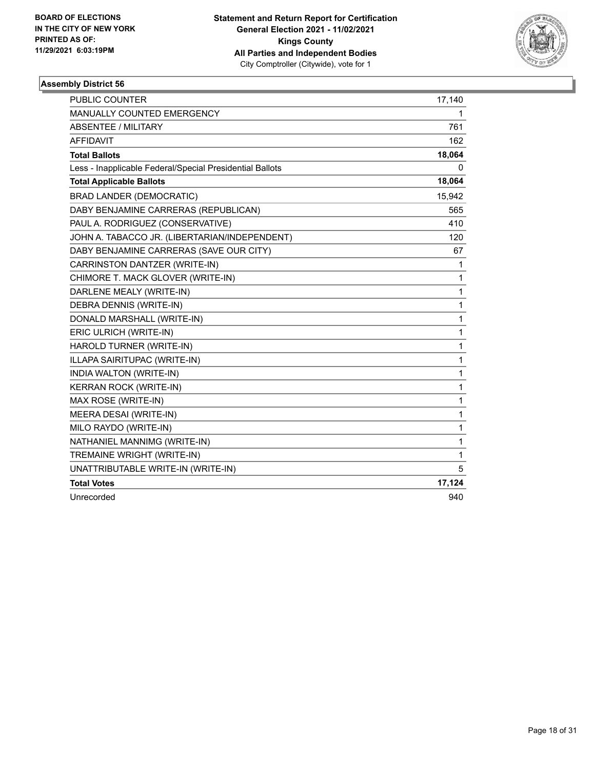BOARD OF ELECTIONS
IN THE CITY OF NEW YORK
PRINTED AS OF:
11/29/2021 6:03:19PM

**Statement and Return Report for Certification**
**General Election 2021 - 11/02/2021**
**Kings County**
**All Parties and Independent Bodies**
City Comptroller (Citywide), vote for 1

### Assembly District 56

| | |
|---|---|
| PUBLIC COUNTER | 17,140 |
| MANUALLY COUNTED EMERGENCY | 1 |
| ABSENTEE / MILITARY | 761 |
| AFFIDAVIT | 162 |
| **Total Ballots** | **18,064** |
| Less - Inapplicable Federal/Special Presidential Ballots | 0 |
| **Total Applicable Ballots** | **18,064** |
| BRAD LANDER (DEMOCRATIC) | 15,942 |
| DABY BENJAMINE CARRERAS (REPUBLICAN) | 565 |
| PAUL A. RODRIGUEZ (CONSERVATIVE) | 410 |
| JOHN A. TABACCO JR. (LIBERTARIAN/INDEPENDENT) | 120 |
| DABY BENJAMINE CARRERAS (SAVE OUR CITY) | 67 |
| CARRINSTON DANTZER (WRITE-IN) | 1 |
| CHIMORE T. MACK GLOVER (WRITE-IN) | 1 |
| DARLENE MEALY (WRITE-IN) | 1 |
| DEBRA DENNIS (WRITE-IN) | 1 |
| DONALD MARSHALL (WRITE-IN) | 1 |
| ERIC ULRICH (WRITE-IN) | 1 |
| HAROLD TURNER (WRITE-IN) | 1 |
| ILLAPA SAIRITUPAC (WRITE-IN) | 1 |
| INDIA WALTON (WRITE-IN) | 1 |
| KERRAN ROCK (WRITE-IN) | 1 |
| MAX ROSE (WRITE-IN) | 1 |
| MEERA DESAI (WRITE-IN) | 1 |
| MILO RAYDO (WRITE-IN) | 1 |
| NATHANIEL MANNIMG (WRITE-IN) | 1 |
| TREMAINE WRIGHT (WRITE-IN) | 1 |
| UNATTRIBUTABLE WRITE-IN (WRITE-IN) | 5 |
| **Total Votes** | **17,124** |
| Unrecorded | 940 |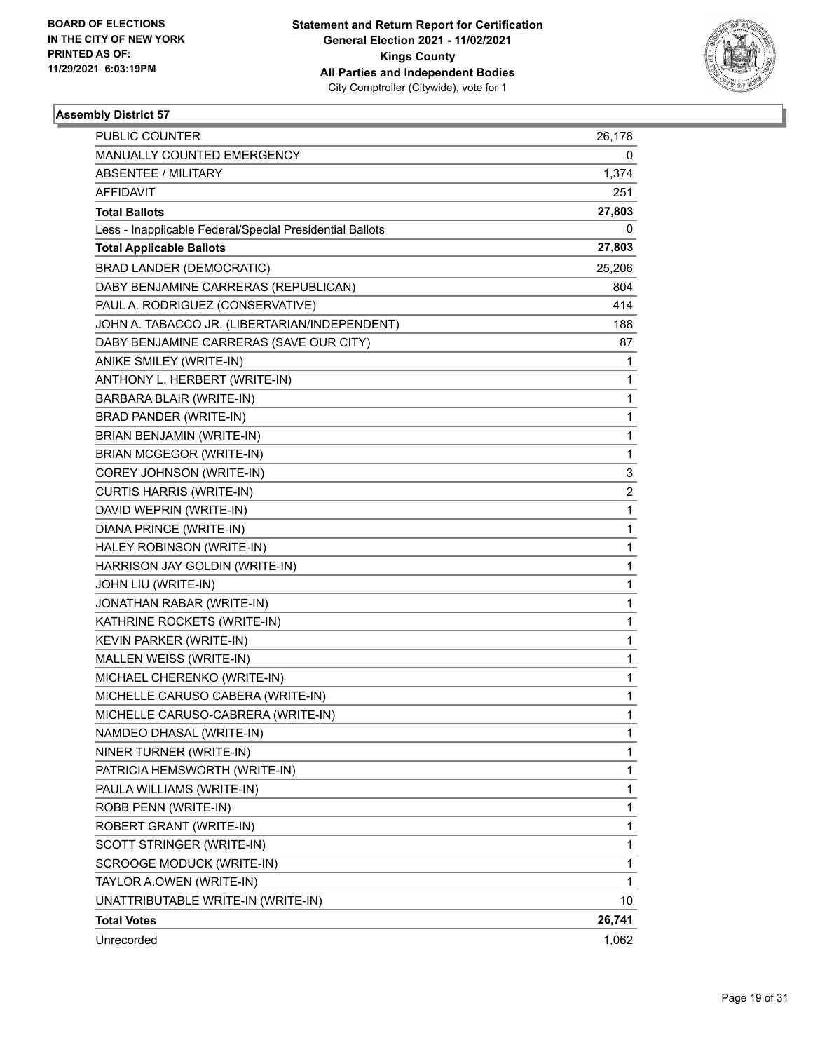BOARD OF ELECTIONS
IN THE CITY OF NEW YORK
PRINTED AS OF:
11/29/2021 6:03:19PM

**Statement and Return Report for Certification**
**General Election 2021 - 11/02/2021**
**Kings County**
**All Parties and Independent Bodies**
City Comptroller (Citywide), vote for 1

### Assembly District 57

| | |
|---|---|
| PUBLIC COUNTER | 26,178 |
| MANUALLY COUNTED EMERGENCY | 0 |
| ABSENTEE / MILITARY | 1,374 |
| AFFIDAVIT | 251 |
| **Total Ballots** | **27,803** |
| Less - Inapplicable Federal/Special Presidential Ballots | 0 |
| **Total Applicable Ballots** | **27,803** |
| BRAD LANDER (DEMOCRATIC) | 25,206 |
| DABY BENJAMINE CARRERAS (REPUBLICAN) | 804 |
| PAUL A. RODRIGUEZ (CONSERVATIVE) | 414 |
| JOHN A. TABACCO JR. (LIBERTARIAN/INDEPENDENT) | 188 |
| DABY BENJAMINE CARRERAS (SAVE OUR CITY) | 87 |
| ANIKE SMILEY (WRITE-IN) | 1 |
| ANTHONY L. HERBERT (WRITE-IN) | 1 |
| BARBARA BLAIR (WRITE-IN) | 1 |
| BRAD PANDER (WRITE-IN) | 1 |
| BRIAN BENJAMIN (WRITE-IN) | 1 |
| BRIAN MCGEGOR (WRITE-IN) | 1 |
| COREY JOHNSON (WRITE-IN) | 3 |
| CURTIS HARRIS (WRITE-IN) | 2 |
| DAVID WEPRIN (WRITE-IN) | 1 |
| DIANA PRINCE (WRITE-IN) | 1 |
| HALEY ROBINSON (WRITE-IN) | 1 |
| HARRISON JAY GOLDIN (WRITE-IN) | 1 |
| JOHN LIU (WRITE-IN) | 1 |
| JONATHAN RABAR (WRITE-IN) | 1 |
| KATHRINE ROCKETS (WRITE-IN) | 1 |
| KEVIN PARKER (WRITE-IN) | 1 |
| MALLEN WEISS (WRITE-IN) | 1 |
| MICHAEL CHERENKO (WRITE-IN) | 1 |
| MICHELLE CARUSO CABERA (WRITE-IN) | 1 |
| MICHELLE CARUSO-CABRERA (WRITE-IN) | 1 |
| NAMDEO DHASAL (WRITE-IN) | 1 |
| NINER TURNER (WRITE-IN) | 1 |
| PATRICIA HEMSWORTH (WRITE-IN) | 1 |
| PAULA WILLIAMS (WRITE-IN) | 1 |
| ROBB PENN (WRITE-IN) | 1 |
| ROBERT GRANT (WRITE-IN) | 1 |
| SCOTT STRINGER (WRITE-IN) | 1 |
| SCROOGE MODUCK (WRITE-IN) | 1 |
| TAYLOR A.OWEN (WRITE-IN) | 1 |
| UNATTRIBUTABLE WRITE-IN (WRITE-IN) | 10 |
| **Total Votes** | **26,741** |
| Unrecorded | 1,062 |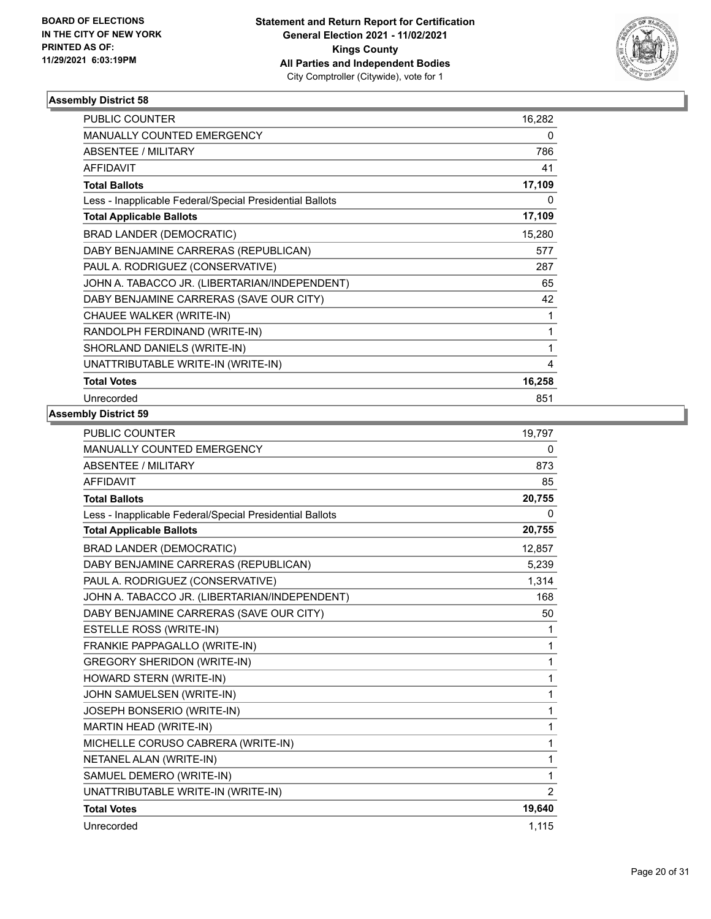BOARD OF ELECTIONS
IN THE CITY OF NEW YORK
PRINTED AS OF:
11/29/2021 6:03:19PM

**Statement and Return Report for Certification**
**General Election 2021 - 11/02/2021**
**Kings County**
**All Parties and Independent Bodies**
City Comptroller (Citywide), vote for 1

## Assembly District 58

| | |
|---|---|
| PUBLIC COUNTER | 16,282 |
| MANUALLY COUNTED EMERGENCY | 0 |
| ABSENTEE / MILITARY | 786 |
| AFFIDAVIT | 41 |
| **Total Ballots** | **17,109** |
| Less - Inapplicable Federal/Special Presidential Ballots | 0 |
| **Total Applicable Ballots** | **17,109** |
| BRAD LANDER (DEMOCRATIC) | 15,280 |
| DABY BENJAMINE CARRERAS (REPUBLICAN) | 577 |
| PAUL A. RODRIGUEZ (CONSERVATIVE) | 287 |
| JOHN A. TABACCO JR. (LIBERTARIAN/INDEPENDENT) | 65 |
| DABY BENJAMINE CARRERAS (SAVE OUR CITY) | 42 |
| CHAUEE WALKER (WRITE-IN) | 1 |
| RANDOLPH FERDINAND (WRITE-IN) | 1 |
| SHORLAND DANIELS (WRITE-IN) | 1 |
| UNATTRIBUTABLE WRITE-IN (WRITE-IN) | 4 |
| **Total Votes** | **16,258** |
| Unrecorded | 851 |

## Assembly District 59

| | |
|---|---|
| PUBLIC COUNTER | 19,797 |
| MANUALLY COUNTED EMERGENCY | 0 |
| ABSENTEE / MILITARY | 873 |
| AFFIDAVIT | 85 |
| **Total Ballots** | **20,755** |
| Less - Inapplicable Federal/Special Presidential Ballots | 0 |
| **Total Applicable Ballots** | **20,755** |
| BRAD LANDER (DEMOCRATIC) | 12,857 |
| DABY BENJAMINE CARRERAS (REPUBLICAN) | 5,239 |
| PAUL A. RODRIGUEZ (CONSERVATIVE) | 1,314 |
| JOHN A. TABACCO JR. (LIBERTARIAN/INDEPENDENT) | 168 |
| DABY BENJAMINE CARRERAS (SAVE OUR CITY) | 50 |
| ESTELLE ROSS (WRITE-IN) | 1 |
| FRANKIE PAPPAGALLO (WRITE-IN) | 1 |
| GREGORY SHERIDON (WRITE-IN) | 1 |
| HOWARD STERN (WRITE-IN) | 1 |
| JOHN SAMUELSEN (WRITE-IN) | 1 |
| JOSEPH BONSERIO (WRITE-IN) | 1 |
| MARTIN HEAD (WRITE-IN) | 1 |
| MICHELLE CORUSO CABRERA (WRITE-IN) | 1 |
| NETANEL ALAN (WRITE-IN) | 1 |
| SAMUEL DEMERO (WRITE-IN) | 1 |
| UNATTRIBUTABLE WRITE-IN (WRITE-IN) | 2 |
| **Total Votes** | **19,640** |
| Unrecorded | 1,115 |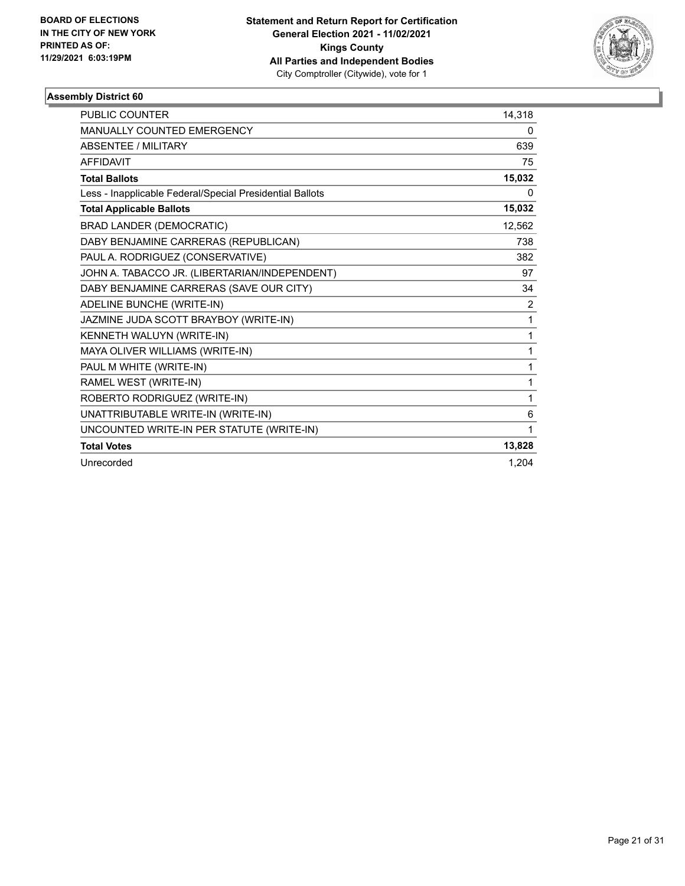**BOARD OF ELECTIONS IN THE CITY OF NEW YORK PRINTED AS OF: 11/29/2021 6:03:19PM**

**Statement and Return Report for Certification**
**General Election 2021 - 11/02/2021**
**Kings County**
**All Parties and Independent Bodies**
City Comptroller (Citywide), vote for 1

### Assembly District 60

| | |
|---|---|
| PUBLIC COUNTER | 14,318 |
| MANUALLY COUNTED EMERGENCY | 0 |
| ABSENTEE / MILITARY | 639 |
| AFFIDAVIT | 75 |
| **Total Ballots** | **15,032** |
| Less - Inapplicable Federal/Special Presidential Ballots | 0 |
| **Total Applicable Ballots** | **15,032** |
| BRAD LANDER (DEMOCRATIC) | 12,562 |
| DABY BENJAMINE CARRERAS (REPUBLICAN) | 738 |
| PAUL A. RODRIGUEZ (CONSERVATIVE) | 382 |
| JOHN A. TABACCO JR. (LIBERTARIAN/INDEPENDENT) | 97 |
| DABY BENJAMINE CARRERAS (SAVE OUR CITY) | 34 |
| ADELINE BUNCHE (WRITE-IN) | 2 |
| JAZMINE JUDA SCOTT BRAYBOY (WRITE-IN) | 1 |
| KENNETH WALUYN (WRITE-IN) | 1 |
| MAYA OLIVER WILLIAMS (WRITE-IN) | 1 |
| PAUL M WHITE (WRITE-IN) | 1 |
| RAMEL WEST (WRITE-IN) | 1 |
| ROBERTO RODRIGUEZ (WRITE-IN) | 1 |
| UNATTRIBUTABLE WRITE-IN (WRITE-IN) | 6 |
| UNCOUNTED WRITE-IN PER STATUTE (WRITE-IN) | 1 |
| **Total Votes** | **13,828** |
| Unrecorded | 1,204 |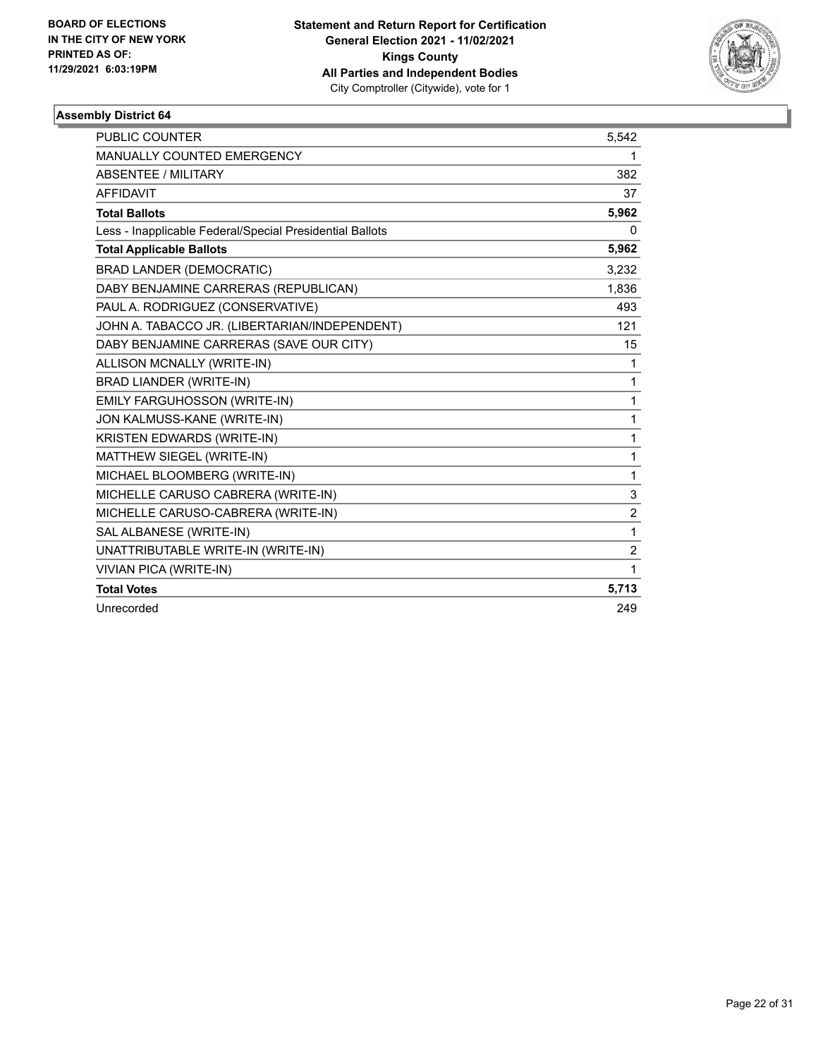BOARD OF ELECTIONS
IN THE CITY OF NEW YORK
PRINTED AS OF:
11/29/2021 6:03:19PM

**Statement and Return Report for Certification**
**General Election 2021 - 11/02/2021**
**Kings County**
**All Parties and Independent Bodies**
City Comptroller (Citywide), vote for 1

### Assembly District 64

| | |
|---|---|
| PUBLIC COUNTER | 5,542 |
| MANUALLY COUNTED EMERGENCY | 1 |
| ABSENTEE / MILITARY | 382 |
| AFFIDAVIT | 37 |
| **Total Ballots** | **5,962** |
| Less - Inapplicable Federal/Special Presidential Ballots | 0 |
| **Total Applicable Ballots** | **5,962** |
| BRAD LANDER (DEMOCRATIC) | 3,232 |
| DABY BENJAMINE CARRERAS (REPUBLICAN) | 1,836 |
| PAUL A. RODRIGUEZ (CONSERVATIVE) | 493 |
| JOHN A. TABACCO JR. (LIBERTARIAN/INDEPENDENT) | 121 |
| DABY BENJAMINE CARRERAS (SAVE OUR CITY) | 15 |
| ALLISON MCNALLY (WRITE-IN) | 1 |
| BRAD LIANDER (WRITE-IN) | 1 |
| EMILY FARGUHOSSON (WRITE-IN) | 1 |
| JON KALMUSS-KANE (WRITE-IN) | 1 |
| KRISTEN EDWARDS (WRITE-IN) | 1 |
| MATTHEW SIEGEL (WRITE-IN) | 1 |
| MICHAEL BLOOMBERG (WRITE-IN) | 1 |
| MICHELLE CARUSO CABRERA (WRITE-IN) | 3 |
| MICHELLE CARUSO-CABRERA (WRITE-IN) | 2 |
| SAL ALBANESE (WRITE-IN) | 1 |
| UNATTRIBUTABLE WRITE-IN (WRITE-IN) | 2 |
| VIVIAN PICA (WRITE-IN) | 1 |
| **Total Votes** | **5,713** |
| Unrecorded | 249 |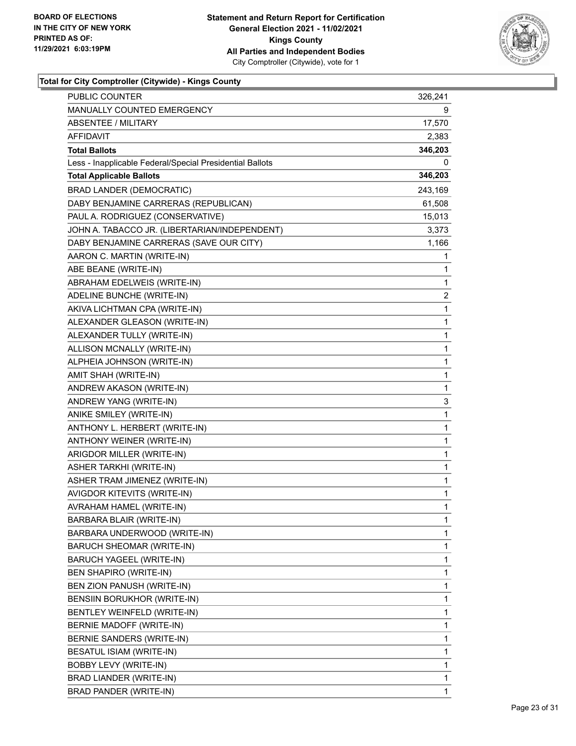**Total for City Comptroller (Citywide) - Kings County**

| | |
|---|---|
| PUBLIC COUNTER | 326,241 |
| MANUALLY COUNTED EMERGENCY | 9 |
| ABSENTEE / MILITARY | 17,570 |
| AFFIDAVIT | 2,383 |
| **Total Ballots** | **346,203** |
| Less - Inapplicable Federal/Special Presidential Ballots | 0 |
| **Total Applicable Ballots** | **346,203** |
| BRAD LANDER (DEMOCRATIC) | 243,169 |
| DABY BENJAMINE CARRERAS (REPUBLICAN) | 61,508 |
| PAUL A. RODRIGUEZ (CONSERVATIVE) | 15,013 |
| JOHN A. TABACCO JR. (LIBERTARIAN/INDEPENDENT) | 3,373 |
| DABY BENJAMINE CARRERAS (SAVE OUR CITY) | 1,166 |
| AARON C. MARTIN (WRITE-IN) | 1 |
| ABE BEANE (WRITE-IN) | 1 |
| ABRAHAM EDELWEIS (WRITE-IN) | 1 |
| ADELINE BUNCHE (WRITE-IN) | 2 |
| AKIVA LICHTMAN CPA (WRITE-IN) | 1 |
| ALEXANDER GLEASON (WRITE-IN) | 1 |
| ALEXANDER TULLY (WRITE-IN) | 1 |
| ALLISON MCNALLY (WRITE-IN) | 1 |
| ALPHEIA JOHNSON (WRITE-IN) | 1 |
| AMIT SHAH (WRITE-IN) | 1 |
| ANDREW AKASON (WRITE-IN) | 1 |
| ANDREW YANG (WRITE-IN) | 3 |
| ANIKE SMILEY (WRITE-IN) | 1 |
| ANTHONY L. HERBERT (WRITE-IN) | 1 |
| ANTHONY WEINER (WRITE-IN) | 1 |
| ARIGDOR MILLER (WRITE-IN) | 1 |
| ASHER TARKHI (WRITE-IN) | 1 |
| ASHER TRAM JIMENEZ (WRITE-IN) | 1 |
| AVIGDOR KITEVITS (WRITE-IN) | 1 |
| AVRAHAM HAMEL (WRITE-IN) | 1 |
| BARBARA BLAIR (WRITE-IN) | 1 |
| BARBARA UNDERWOOD (WRITE-IN) | 1 |
| BARUCH SHEOMAR (WRITE-IN) | 1 |
| BARUCH YAGEEL (WRITE-IN) | 1 |
| BEN SHAPIRO (WRITE-IN) | 1 |
| BEN ZION PANUSH (WRITE-IN) | 1 |
| BENSIIN BORUKHOR (WRITE-IN) | 1 |
| BENTLEY WEINFELD (WRITE-IN) | 1 |
| BERNIE MADOFF (WRITE-IN) | 1 |
| BERNIE SANDERS (WRITE-IN) | 1 |
| BESATUL ISIAM (WRITE-IN) | 1 |
| BOBBY LEVY (WRITE-IN) | 1 |
| BRAD LIANDER (WRITE-IN) | 1 |
| BRAD PANDER (WRITE-IN) | 1 |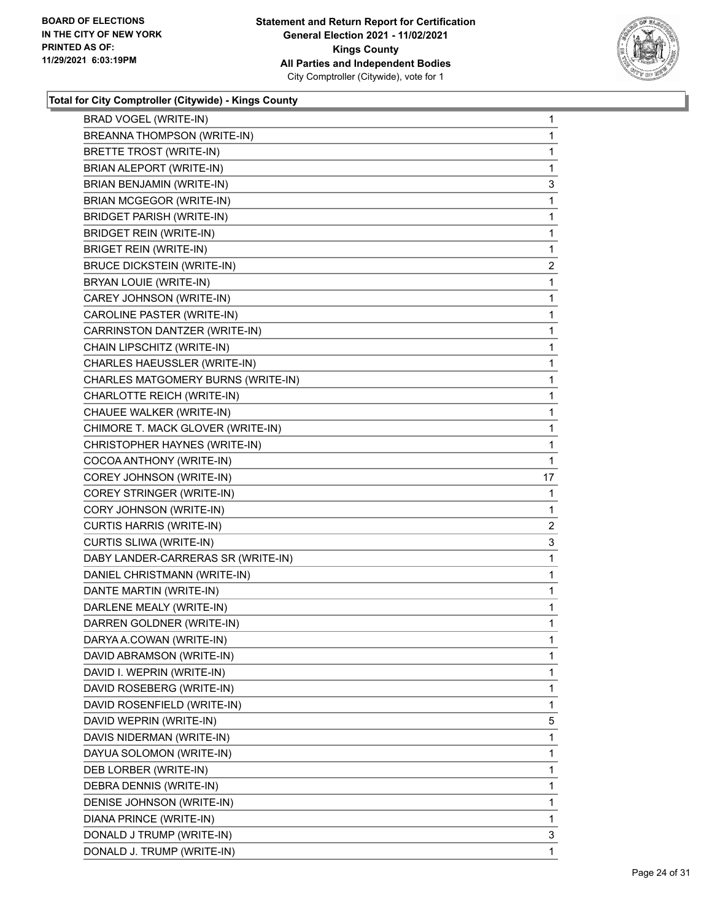BOARD OF ELECTIONS
IN THE CITY OF NEW YORK
PRINTED AS OF:
11/29/2021 6:03:19PM

**Statement and Return Report for Certification**
**General Election 2021 - 11/02/2021**
**Kings County**
**All Parties and Independent Bodies**
City Comptroller (Citywide), vote for 1

### Total for City Comptroller (Citywide) - Kings County

| | |
|---|---|
| BRAD VOGEL (WRITE-IN) | 1 |
| BREANNA THOMPSON (WRITE-IN) | 1 |
| BRETTE TROST (WRITE-IN) | 1 |
| BRIAN ALEPORT (WRITE-IN) | 1 |
| BRIAN BENJAMIN (WRITE-IN) | 3 |
| BRIAN MCGEGOR (WRITE-IN) | 1 |
| BRIDGET PARISH (WRITE-IN) | 1 |
| BRIDGET REIN (WRITE-IN) | 1 |
| BRIGET REIN (WRITE-IN) | 1 |
| BRUCE DICKSTEIN (WRITE-IN) | 2 |
| BRYAN LOUIE (WRITE-IN) | 1 |
| CAREY JOHNSON (WRITE-IN) | 1 |
| CAROLINE PASTER (WRITE-IN) | 1 |
| CARRINSTON DANTZER (WRITE-IN) | 1 |
| CHAIN LIPSCHITZ (WRITE-IN) | 1 |
| CHARLES HAEUSSLER (WRITE-IN) | 1 |
| CHARLES MATGOMERY BURNS (WRITE-IN) | 1 |
| CHARLOTTE REICH (WRITE-IN) | 1 |
| CHAUEE WALKER (WRITE-IN) | 1 |
| CHIMORE T. MACK GLOVER (WRITE-IN) | 1 |
| CHRISTOPHER HAYNES (WRITE-IN) | 1 |
| COCOA ANTHONY (WRITE-IN) | 1 |
| COREY JOHNSON (WRITE-IN) | 17 |
| COREY STRINGER (WRITE-IN) | 1 |
| CORY JOHNSON (WRITE-IN) | 1 |
| CURTIS HARRIS (WRITE-IN) | 2 |
| CURTIS SLIWA (WRITE-IN) | 3 |
| DABY LANDER-CARRERAS SR (WRITE-IN) | 1 |
| DANIEL CHRISTMANN (WRITE-IN) | 1 |
| DANTE MARTIN (WRITE-IN) | 1 |
| DARLENE MEALY (WRITE-IN) | 1 |
| DARREN GOLDNER (WRITE-IN) | 1 |
| DARYA A.COWAN (WRITE-IN) | 1 |
| DAVID ABRAMSON (WRITE-IN) | 1 |
| DAVID I. WEPRIN (WRITE-IN) | 1 |
| DAVID ROSEBERG (WRITE-IN) | 1 |
| DAVID ROSENFIELD (WRITE-IN) | 1 |
| DAVID WEPRIN (WRITE-IN) | 5 |
| DAVIS NIDERMAN (WRITE-IN) | 1 |
| DAYUA SOLOMON (WRITE-IN) | 1 |
| DEB LORBER (WRITE-IN) | 1 |
| DEBRA DENNIS (WRITE-IN) | 1 |
| DENISE JOHNSON (WRITE-IN) | 1 |
| DIANA PRINCE (WRITE-IN) | 1 |
| DONALD J TRUMP (WRITE-IN) | 3 |
| DONALD J. TRUMP (WRITE-IN) | 1 |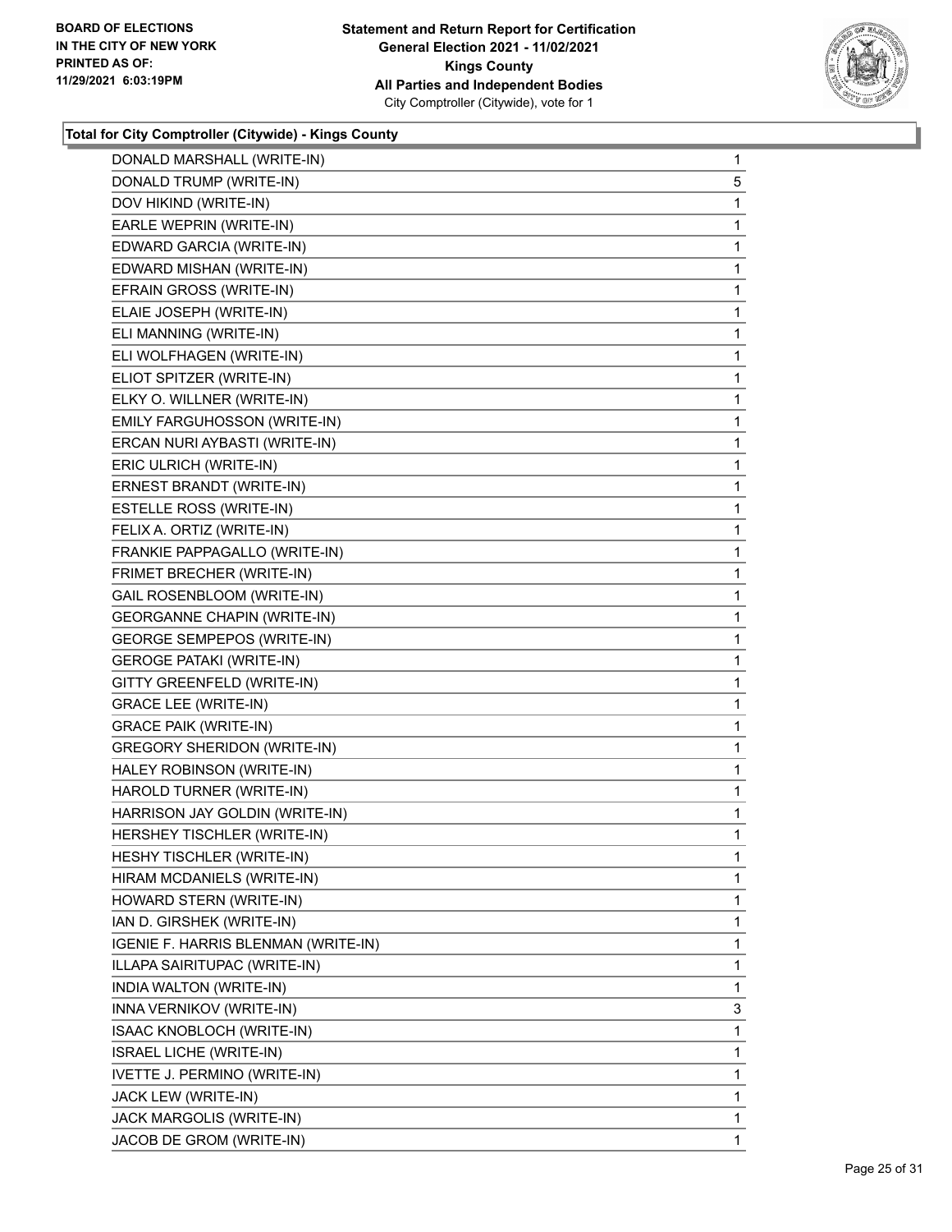### Total for City Comptroller (Citywide) - Kings County

| | |
|---|---|
| DONALD MARSHALL (WRITE-IN) | 1 |
| DONALD TRUMP (WRITE-IN) | 5 |
| DOV HIKIND (WRITE-IN) | 1 |
| EARLE WEPRIN (WRITE-IN) | 1 |
| EDWARD GARCIA (WRITE-IN) | 1 |
| EDWARD MISHAN (WRITE-IN) | 1 |
| EFRAIN GROSS (WRITE-IN) | 1 |
| ELAIE JOSEPH (WRITE-IN) | 1 |
| ELI MANNING (WRITE-IN) | 1 |
| ELI WOLFHAGEN (WRITE-IN) | 1 |
| ELIOT SPITZER (WRITE-IN) | 1 |
| ELKY O. WILLNER (WRITE-IN) | 1 |
| EMILY FARGUHOSSON (WRITE-IN) | 1 |
| ERCAN NURI AYBASTI (WRITE-IN) | 1 |
| ERIC ULRICH (WRITE-IN) | 1 |
| ERNEST BRANDT (WRITE-IN) | 1 |
| ESTELLE ROSS (WRITE-IN) | 1 |
| FELIX A. ORTIZ (WRITE-IN) | 1 |
| FRANKIE PAPPAGALLO (WRITE-IN) | 1 |
| FRIMET BRECHER (WRITE-IN) | 1 |
| GAIL ROSENBLOOM (WRITE-IN) | 1 |
| GEORGANNE CHAPIN (WRITE-IN) | 1 |
| GEORGE SEMPEPOS (WRITE-IN) | 1 |
| GEROGE PATAKI (WRITE-IN) | 1 |
| GITTY GREENFELD (WRITE-IN) | 1 |
| GRACE LEE (WRITE-IN) | 1 |
| GRACE PAIK (WRITE-IN) | 1 |
| GREGORY SHERIDON (WRITE-IN) | 1 |
| HALEY ROBINSON (WRITE-IN) | 1 |
| HAROLD TURNER (WRITE-IN) | 1 |
| HARRISON JAY GOLDIN (WRITE-IN) | 1 |
| HERSHEY TISCHLER (WRITE-IN) | 1 |
| HESHY TISCHLER (WRITE-IN) | 1 |
| HIRAM MCDANIELS (WRITE-IN) | 1 |
| HOWARD STERN (WRITE-IN) | 1 |
| IAN D. GIRSHEK (WRITE-IN) | 1 |
| IGENIE F. HARRIS BLENMAN (WRITE-IN) | 1 |
| ILLAPA SAIRITUPAC (WRITE-IN) | 1 |
| INDIA WALTON (WRITE-IN) | 1 |
| INNA VERNIKOV (WRITE-IN) | 3 |
| ISAAC KNOBLOCH (WRITE-IN) | 1 |
| ISRAEL LICHE (WRITE-IN) | 1 |
| IVETTE J. PERMINO (WRITE-IN) | 1 |
| JACK LEW (WRITE-IN) | 1 |
| JACK MARGOLIS (WRITE-IN) | 1 |
| JACOB DE GROM (WRITE-IN) | 1 |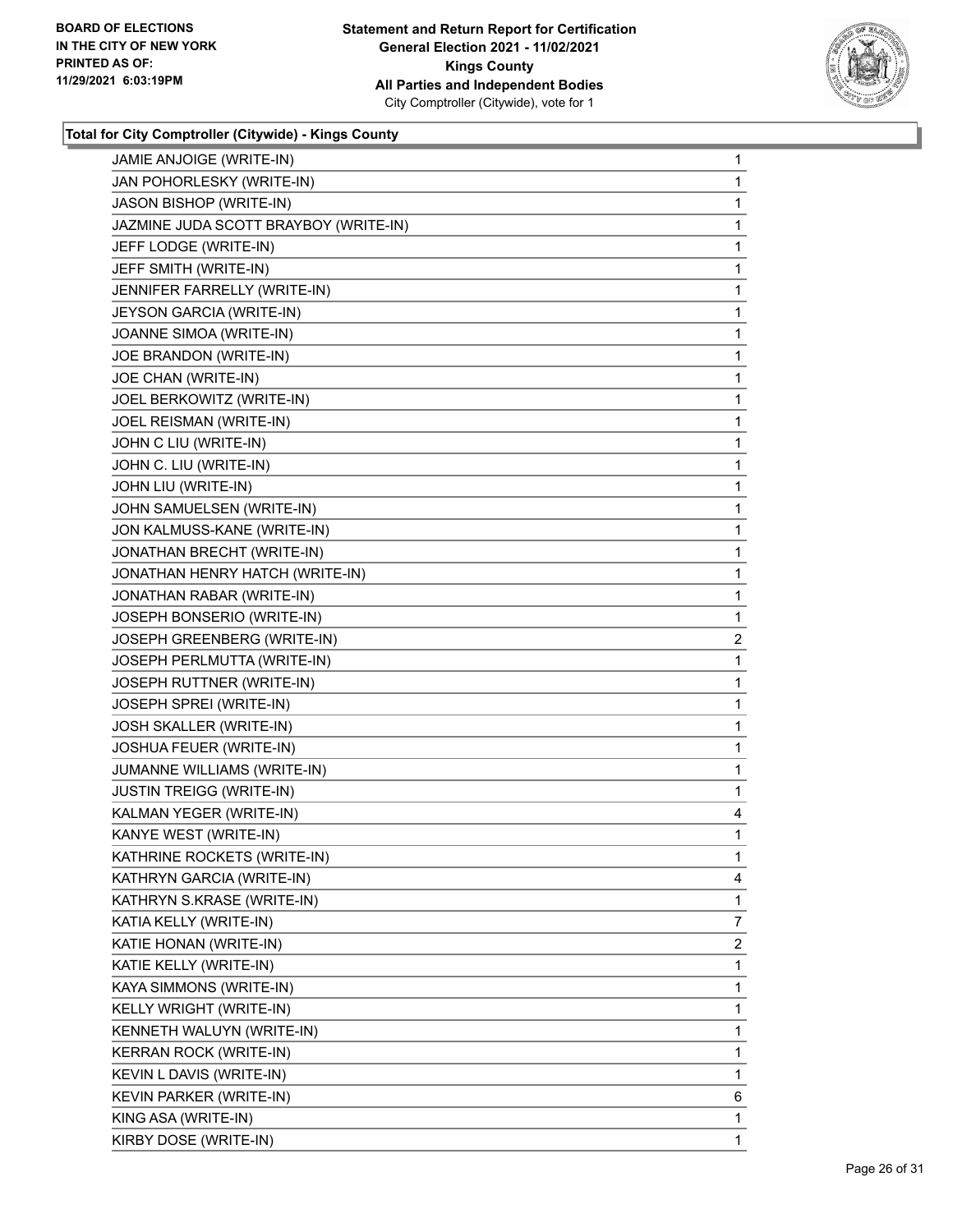### Total for City Comptroller (Citywide) - Kings County

| | |
|---|---|
| JAMIE ANJOIGE (WRITE-IN) | 1 |
| JAN POHORLESKY (WRITE-IN) | 1 |
| JASON BISHOP (WRITE-IN) | 1 |
| JAZMINE JUDA SCOTT BRAYBOY (WRITE-IN) | 1 |
| JEFF LODGE (WRITE-IN) | 1 |
| JEFF SMITH (WRITE-IN) | 1 |
| JENNIFER FARRELLY (WRITE-IN) | 1 |
| JEYSON GARCIA (WRITE-IN) | 1 |
| JOANNE SIMOA (WRITE-IN) | 1 |
| JOE BRANDON (WRITE-IN) | 1 |
| JOE CHAN (WRITE-IN) | 1 |
| JOEL BERKOWITZ (WRITE-IN) | 1 |
| JOEL REISMAN (WRITE-IN) | 1 |
| JOHN C LIU (WRITE-IN) | 1 |
| JOHN C. LIU (WRITE-IN) | 1 |
| JOHN LIU (WRITE-IN) | 1 |
| JOHN SAMUELSEN (WRITE-IN) | 1 |
| JON KALMUSS-KANE (WRITE-IN) | 1 |
| JONATHAN BRECHT (WRITE-IN) | 1 |
| JONATHAN HENRY HATCH (WRITE-IN) | 1 |
| JONATHAN RABAR (WRITE-IN) | 1 |
| JOSEPH BONSERIO (WRITE-IN) | 1 |
| JOSEPH GREENBERG (WRITE-IN) | 2 |
| JOSEPH PERLMUTTA (WRITE-IN) | 1 |
| JOSEPH RUTTNER (WRITE-IN) | 1 |
| JOSEPH SPREI (WRITE-IN) | 1 |
| JOSH SKALLER (WRITE-IN) | 1 |
| JOSHUA FEUER (WRITE-IN) | 1 |
| JUMANNE WILLIAMS (WRITE-IN) | 1 |
| JUSTIN TREIGG (WRITE-IN) | 1 |
| KALMAN YEGER (WRITE-IN) | 4 |
| KANYE WEST (WRITE-IN) | 1 |
| KATHRINE ROCKETS (WRITE-IN) | 1 |
| KATHRYN GARCIA (WRITE-IN) | 4 |
| KATHRYN S.KRASE (WRITE-IN) | 1 |
| KATIA KELLY (WRITE-IN) | 7 |
| KATIE HONAN (WRITE-IN) | 2 |
| KATIE KELLY (WRITE-IN) | 1 |
| KAYA SIMMONS (WRITE-IN) | 1 |
| KELLY WRIGHT (WRITE-IN) | 1 |
| KENNETH WALUYN (WRITE-IN) | 1 |
| KERRAN ROCK (WRITE-IN) | 1 |
| KEVIN L DAVIS (WRITE-IN) | 1 |
| KEVIN PARKER (WRITE-IN) | 6 |
| KING ASA (WRITE-IN) | 1 |
| KIRBY DOSE (WRITE-IN) | 1 |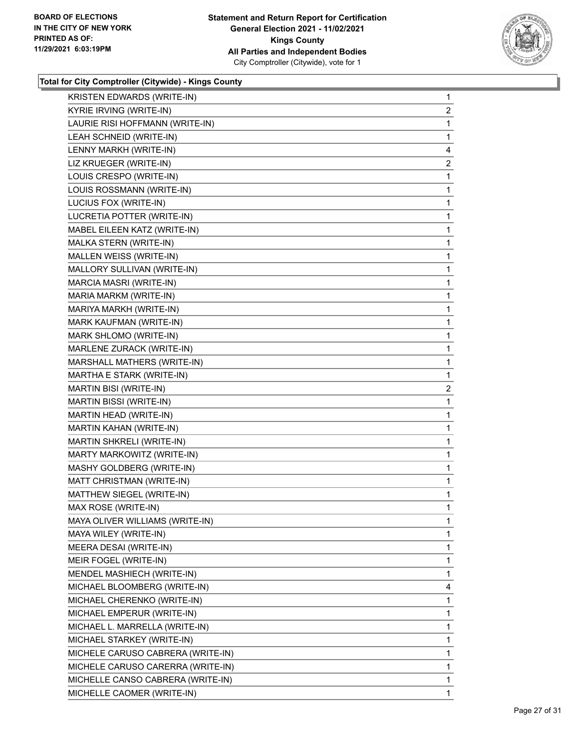### Total for City Comptroller (Citywide) - Kings County

| | |
|---|---|
| KRISTEN EDWARDS (WRITE-IN) | 1 |
| KYRIE IRVING (WRITE-IN) | 2 |
| LAURIE RISI HOFFMANN (WRITE-IN) | 1 |
| LEAH SCHNEID (WRITE-IN) | 1 |
| LENNY MARKH (WRITE-IN) | 4 |
| LIZ KRUEGER (WRITE-IN) | 2 |
| LOUIS CRESPO (WRITE-IN) | 1 |
| LOUIS ROSSMANN (WRITE-IN) | 1 |
| LUCIUS FOX (WRITE-IN) | 1 |
| LUCRETIA POTTER (WRITE-IN) | 1 |
| MABEL EILEEN KATZ (WRITE-IN) | 1 |
| MALKA STERN (WRITE-IN) | 1 |
| MALLEN WEISS (WRITE-IN) | 1 |
| MALLORY SULLIVAN (WRITE-IN) | 1 |
| MARCIA MASRI (WRITE-IN) | 1 |
| MARIA MARKM (WRITE-IN) | 1 |
| MARIYA MARKH (WRITE-IN) | 1 |
| MARK KAUFMAN (WRITE-IN) | 1 |
| MARK SHLOMO (WRITE-IN) | 1 |
| MARLENE ZURACK (WRITE-IN) | 1 |
| MARSHALL MATHERS (WRITE-IN) | 1 |
| MARTHA E STARK (WRITE-IN) | 1 |
| MARTIN BISI (WRITE-IN) | 2 |
| MARTIN BISSI (WRITE-IN) | 1 |
| MARTIN HEAD (WRITE-IN) | 1 |
| MARTIN KAHAN (WRITE-IN) | 1 |
| MARTIN SHKRELI (WRITE-IN) | 1 |
| MARTY MARKOWITZ (WRITE-IN) | 1 |
| MASHY GOLDBERG (WRITE-IN) | 1 |
| MATT CHRISTMAN (WRITE-IN) | 1 |
| MATTHEW SIEGEL (WRITE-IN) | 1 |
| MAX ROSE (WRITE-IN) | 1 |
| MAYA OLIVER WILLIAMS (WRITE-IN) | 1 |
| MAYA WILEY (WRITE-IN) | 1 |
| MEERA DESAI (WRITE-IN) | 1 |
| MEIR FOGEL (WRITE-IN) | 1 |
| MENDEL MASHIECH (WRITE-IN) | 1 |
| MICHAEL BLOOMBERG (WRITE-IN) | 4 |
| MICHAEL CHERENKO (WRITE-IN) | 1 |
| MICHAEL EMPERUR (WRITE-IN) | 1 |
| MICHAEL L. MARRELLA (WRITE-IN) | 1 |
| MICHAEL STARKEY (WRITE-IN) | 1 |
| MICHELE CARUSO CABRERA (WRITE-IN) | 1 |
| MICHELE CARUSO CARERRA (WRITE-IN) | 1 |
| MICHELLE CANSO CABRERA (WRITE-IN) | 1 |
| MICHELLE CAOMER (WRITE-IN) | 1 |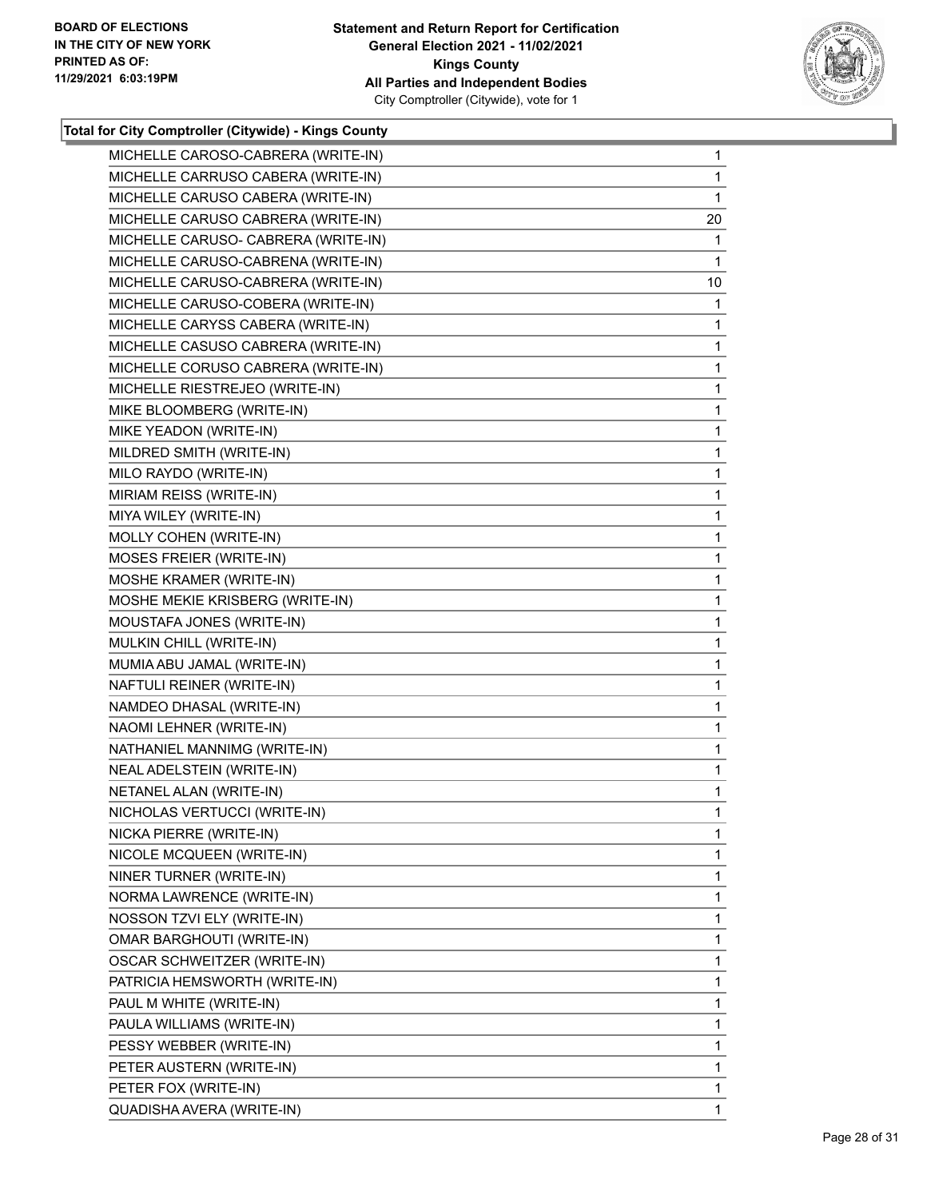**Total for City Comptroller (Citywide) - Kings County**

| | |
|---|---|
| MICHELLE CAROSO-CABRERA (WRITE-IN) | 1 |
| MICHELLE CARRUSO CABERA (WRITE-IN) | 1 |
| MICHELLE CARUSO CABERA (WRITE-IN) | 1 |
| MICHELLE CARUSO CABRERA (WRITE-IN) | 20 |
| MICHELLE CARUSO- CABRERA (WRITE-IN) | 1 |
| MICHELLE CARUSO-CABRENA (WRITE-IN) | 1 |
| MICHELLE CARUSO-CABRERA (WRITE-IN) | 10 |
| MICHELLE CARUSO-COBERA (WRITE-IN) | 1 |
| MICHELLE CARYSS CABERA (WRITE-IN) | 1 |
| MICHELLE CASUSO CABRERA (WRITE-IN) | 1 |
| MICHELLE CORUSO CABRERA (WRITE-IN) | 1 |
| MICHELLE RIESTREJEO (WRITE-IN) | 1 |
| MIKE BLOOMBERG (WRITE-IN) | 1 |
| MIKE YEADON (WRITE-IN) | 1 |
| MILDRED SMITH (WRITE-IN) | 1 |
| MILO RAYDO (WRITE-IN) | 1 |
| MIRIAM REISS (WRITE-IN) | 1 |
| MIYA WILEY (WRITE-IN) | 1 |
| MOLLY COHEN (WRITE-IN) | 1 |
| MOSES FREIER (WRITE-IN) | 1 |
| MOSHE KRAMER (WRITE-IN) | 1 |
| MOSHE MEKIE KRISBERG (WRITE-IN) | 1 |
| MOUSTAFA JONES (WRITE-IN) | 1 |
| MULKIN CHILL (WRITE-IN) | 1 |
| MUMIA ABU JAMAL (WRITE-IN) | 1 |
| NAFTULI REINER (WRITE-IN) | 1 |
| NAMDEO DHASAL (WRITE-IN) | 1 |
| NAOMI LEHNER (WRITE-IN) | 1 |
| NATHANIEL MANNIMG (WRITE-IN) | 1 |
| NEAL ADELSTEIN (WRITE-IN) | 1 |
| NETANEL ALAN (WRITE-IN) | 1 |
| NICHOLAS VERTUCCI (WRITE-IN) | 1 |
| NICKA PIERRE (WRITE-IN) | 1 |
| NICOLE MCQUEEN (WRITE-IN) | 1 |
| NINER TURNER (WRITE-IN) | 1 |
| NORMA LAWRENCE (WRITE-IN) | 1 |
| NOSSON TZVI ELY (WRITE-IN) | 1 |
| OMAR BARGHOUTI (WRITE-IN) | 1 |
| OSCAR SCHWEITZER (WRITE-IN) | 1 |
| PATRICIA HEMSWORTH (WRITE-IN) | 1 |
| PAUL M WHITE (WRITE-IN) | 1 |
| PAULA WILLIAMS (WRITE-IN) | 1 |
| PESSY WEBBER (WRITE-IN) | 1 |
| PETER AUSTERN (WRITE-IN) | 1 |
| PETER FOX (WRITE-IN) | 1 |
| QUADISHA AVERA (WRITE-IN) | 1 |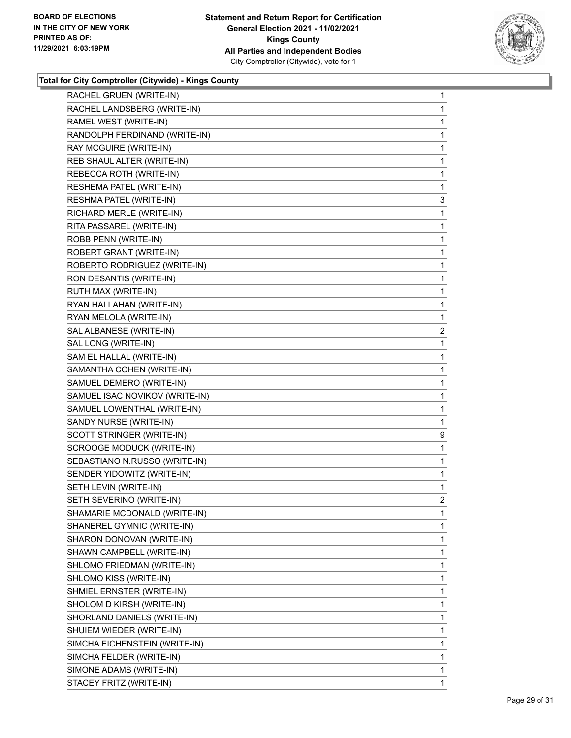### Total for City Comptroller (Citywide) - Kings County

| | |
|---|---|
| RACHEL GRUEN (WRITE-IN) | 1 |
| RACHEL LANDSBERG (WRITE-IN) | 1 |
| RAMEL WEST (WRITE-IN) | 1 |
| RANDOLPH FERDINAND (WRITE-IN) | 1 |
| RAY MCGUIRE (WRITE-IN) | 1 |
| REB SHAUL ALTER (WRITE-IN) | 1 |
| REBECCA ROTH (WRITE-IN) | 1 |
| RESHEMA PATEL (WRITE-IN) | 1 |
| RESHMA PATEL (WRITE-IN) | 3 |
| RICHARD MERLE (WRITE-IN) | 1 |
| RITA PASSAREL (WRITE-IN) | 1 |
| ROBB PENN (WRITE-IN) | 1 |
| ROBERT GRANT (WRITE-IN) | 1 |
| ROBERTO RODRIGUEZ (WRITE-IN) | 1 |
| RON DESANTIS (WRITE-IN) | 1 |
| RUTH MAX (WRITE-IN) | 1 |
| RYAN HALLAHAN (WRITE-IN) | 1 |
| RYAN MELOLA (WRITE-IN) | 1 |
| SAL ALBANESE (WRITE-IN) | 2 |
| SAL LONG (WRITE-IN) | 1 |
| SAM EL HALLAL (WRITE-IN) | 1 |
| SAMANTHA COHEN (WRITE-IN) | 1 |
| SAMUEL DEMERO (WRITE-IN) | 1 |
| SAMUEL ISAC NOVIKOV (WRITE-IN) | 1 |
| SAMUEL LOWENTHAL (WRITE-IN) | 1 |
| SANDY NURSE (WRITE-IN) | 1 |
| SCOTT STRINGER (WRITE-IN) | 9 |
| SCROOGE MODUCK (WRITE-IN) | 1 |
| SEBASTIANO N.RUSSO (WRITE-IN) | 1 |
| SENDER YIDOWITZ (WRITE-IN) | 1 |
| SETH LEVIN (WRITE-IN) | 1 |
| SETH SEVERINO (WRITE-IN) | 2 |
| SHAMARIE MCDONALD (WRITE-IN) | 1 |
| SHANEREL GYMNIC (WRITE-IN) | 1 |
| SHARON DONOVAN (WRITE-IN) | 1 |
| SHAWN CAMPBELL (WRITE-IN) | 1 |
| SHLOMO FRIEDMAN (WRITE-IN) | 1 |
| SHLOMO KISS (WRITE-IN) | 1 |
| SHMIEL ERNSTER (WRITE-IN) | 1 |
| SHOLOM D KIRSH (WRITE-IN) | 1 |
| SHORLAND DANIELS (WRITE-IN) | 1 |
| SHUIEM WIEDER (WRITE-IN) | 1 |
| SIMCHA EICHENSTEIN (WRITE-IN) | 1 |
| SIMCHA FELDER (WRITE-IN) | 1 |
| SIMONE ADAMS (WRITE-IN) | 1 |
| STACEY FRITZ (WRITE-IN) | 1 |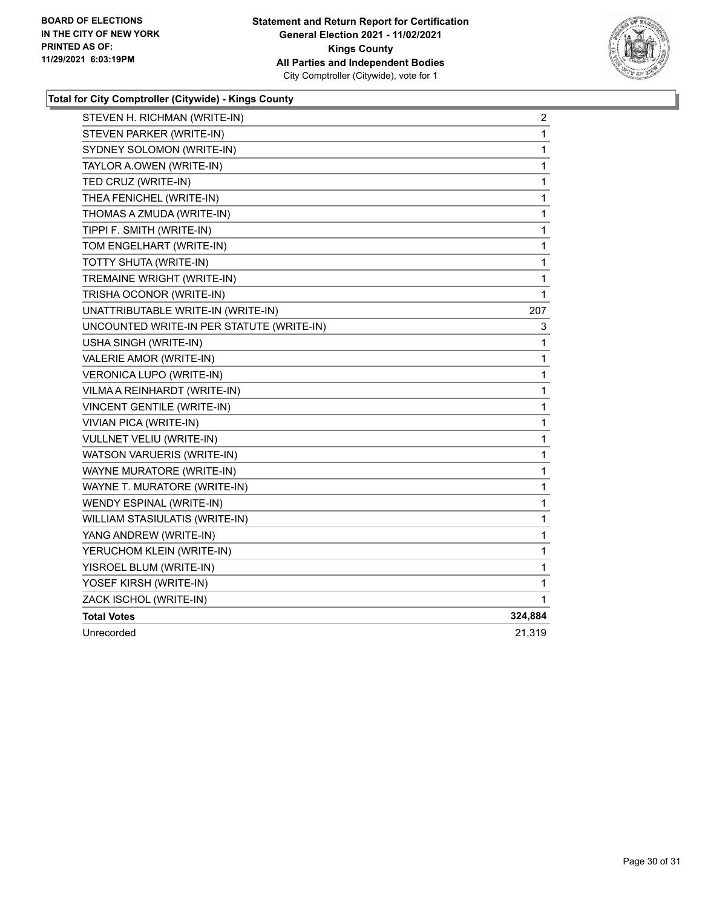**Total for City Comptroller (Citywide) - Kings County**

| Candidate | Votes |
|---|---|
| STEVEN H. RICHMAN (WRITE-IN) | 2 |
| STEVEN PARKER (WRITE-IN) | 1 |
| SYDNEY SOLOMON (WRITE-IN) | 1 |
| TAYLOR A.OWEN (WRITE-IN) | 1 |
| TED CRUZ (WRITE-IN) | 1 |
| THEA FENICHEL (WRITE-IN) | 1 |
| THOMAS A ZMUDA (WRITE-IN) | 1 |
| TIPPI F. SMITH (WRITE-IN) | 1 |
| TOM ENGELHART (WRITE-IN) | 1 |
| TOTTY SHUTA (WRITE-IN) | 1 |
| TREMAINE WRIGHT (WRITE-IN) | 1 |
| TRISHA OCONOR (WRITE-IN) | 1 |
| UNATTRIBUTABLE WRITE-IN (WRITE-IN) | 207 |
| UNCOUNTED WRITE-IN PER STATUTE (WRITE-IN) | 3 |
| USHA SINGH (WRITE-IN) | 1 |
| VALERIE AMOR (WRITE-IN) | 1 |
| VERONICA LUPO (WRITE-IN) | 1 |
| VILMA A REINHARDT (WRITE-IN) | 1 |
| VINCENT GENTILE (WRITE-IN) | 1 |
| VIVIAN PICA (WRITE-IN) | 1 |
| VULLNET VELIU (WRITE-IN) | 1 |
| WATSON VARUERIS (WRITE-IN) | 1 |
| WAYNE MURATORE (WRITE-IN) | 1 |
| WAYNE T. MURATORE (WRITE-IN) | 1 |
| WENDY ESPINAL (WRITE-IN) | 1 |
| WILLIAM STASIULATIS (WRITE-IN) | 1 |
| YANG ANDREW (WRITE-IN) | 1 |
| YERUCHOM KLEIN (WRITE-IN) | 1 |
| YISROEL BLUM (WRITE-IN) | 1 |
| YOSEF KIRSH (WRITE-IN) | 1 |
| ZACK ISCHOL (WRITE-IN) | 1 |
| **Total Votes** | **324,884** |
| Unrecorded | 21,319 |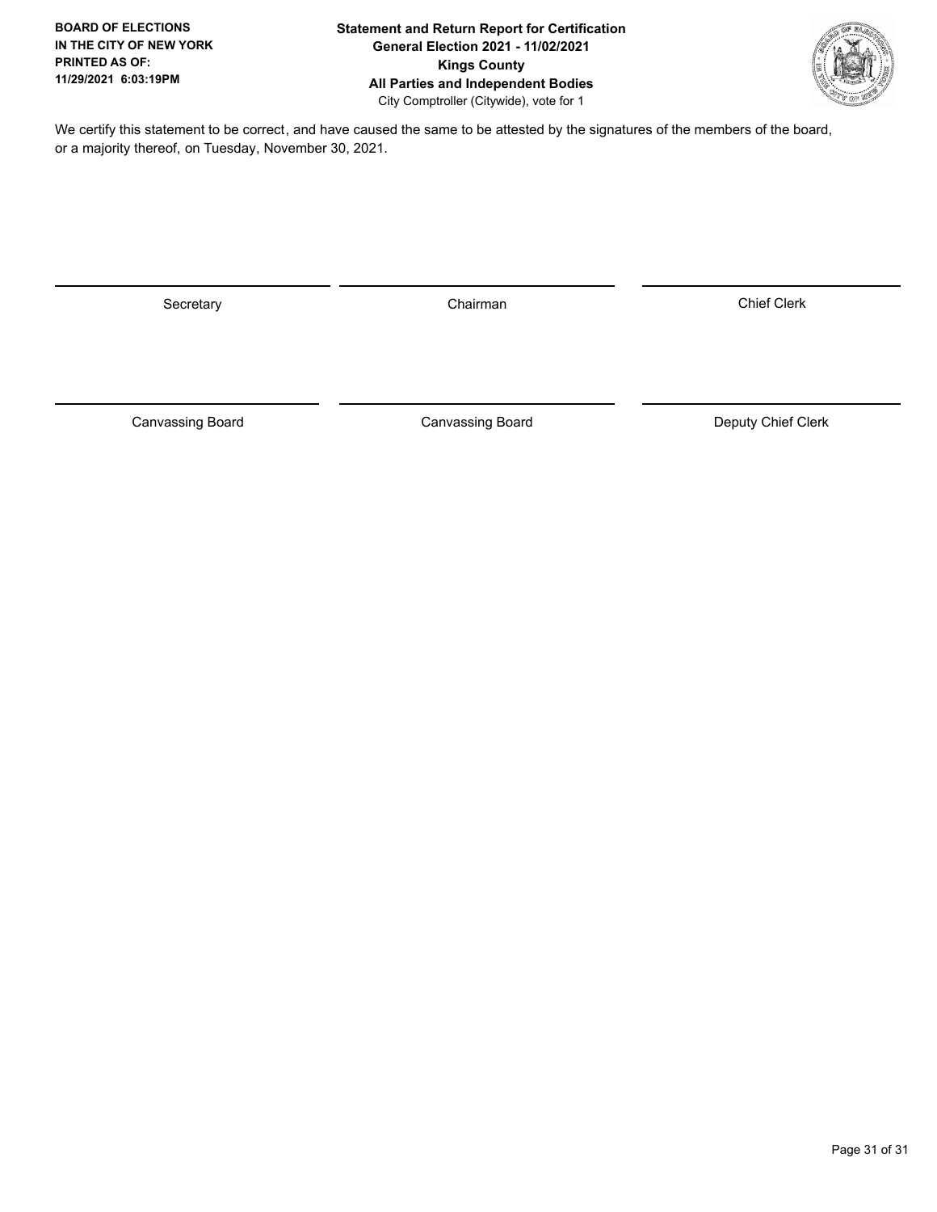**BOARD OF ELECTIONS IN THE CITY OF NEW YORK PRINTED AS OF: 11/29/2021 6:03:19PM**

**Statement and Return Report for Certification**
**General Election 2021 - 11/02/2021**
**Kings County**
**All Parties and Independent Bodies**
City Comptroller (Citywide), vote for 1

We certify this statement to be correct, and have caused the same to be attested by the signatures of the members of the board, or a majority thereof, on Tuesday, November 30, 2021.

| | | |
|---|---|---|
| Secretary | Chairman | Chief Clerk |
| Canvassing Board | Canvassing Board | Deputy Chief Clerk |